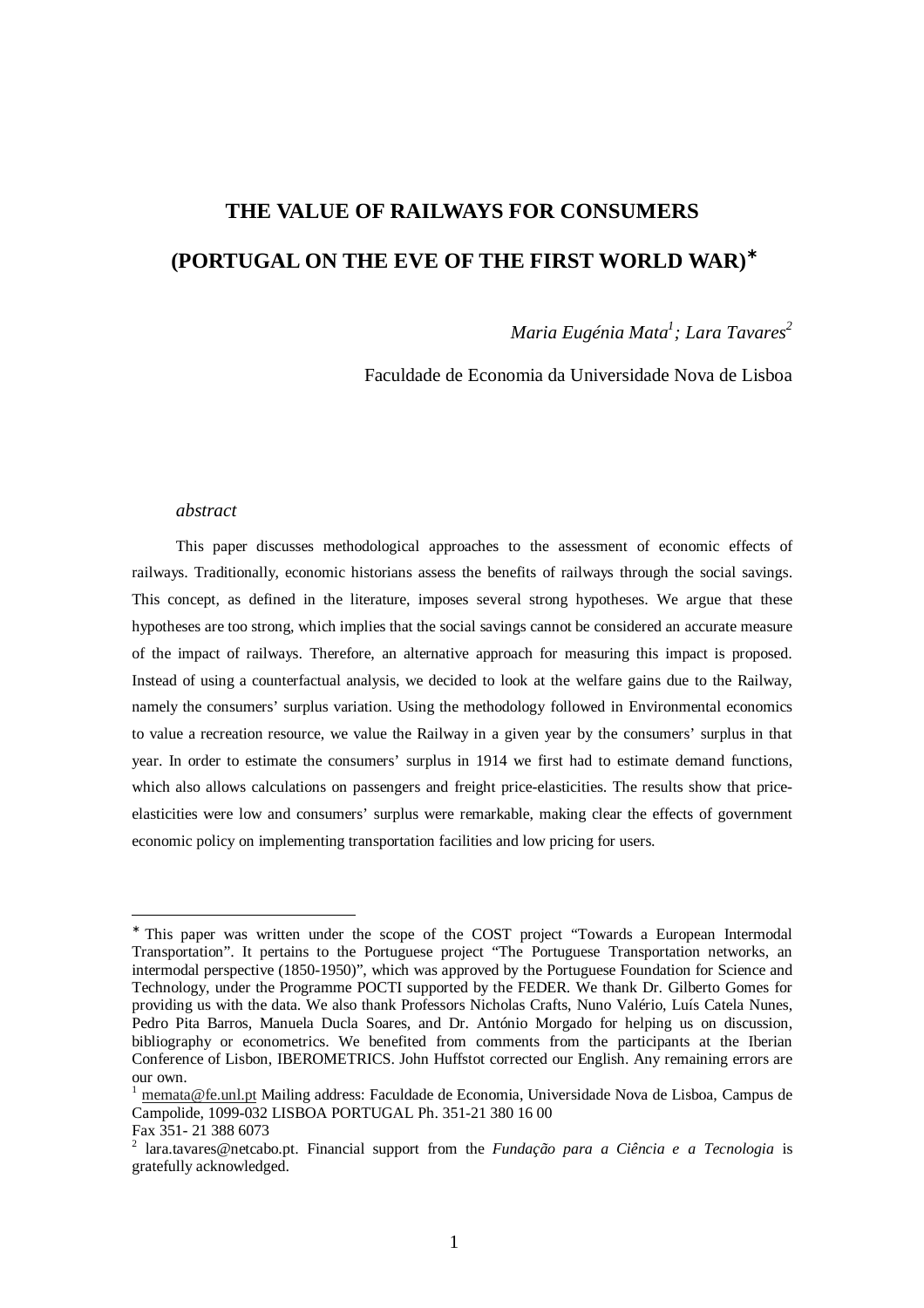# THE VALUE OF RAILWAYS FOR CONSUMERS

# (PORTUGAL ON THE EVE OF THE FIRST WORLD WAR)[∗]

*Maria Eugénia Mata[1]; Lara Tavares[2]*

Faculdade de Economia da Universidade Nova de Lisboa

*abstract*

This paper discusses methodological approaches to the assessment of economic effects of railways. Traditionally, economic historians assess the benefits of railways through the social savings. This concept, as defined in the literature, imposes several strong hypotheses. We argue that these hypotheses are too strong, which implies that the social savings cannot be considered an accurate measure of the impact of railways. Therefore, an alternative approach for measuring this impact is proposed. Instead of using a counterfactual analysis, we decided to look at the welfare gains due to the Railway, namely the consumers' surplus variation. Using the methodology followed in Environmental economics to value a recreation resource, we value the Railway in a given year by the consumers' surplus in that year. In order to estimate the consumers' surplus in 1914 we first had to estimate demand functions, which also allows calculations on passengers and freight price-elasticities. The results show that price-elasticities were low and consumers' surplus were remarkable, making clear the effects of government economic policy on implementing transportation facilities and low pricing for users.

---

∗ This paper was written under the scope of the COST project "Towards a European Intermodal Transportation". It pertains to the Portuguese project "The Portuguese Transportation networks, an intermodal perspective (1850-1950)", which was approved by the Portuguese Foundation for Science and Technology, under the Programme POCTI supported by the FEDER. We thank Dr. Gilberto Gomes for providing us with the data. We also thank Professors Nicholas Crafts, Nuno Valério, Luís Catela Nunes, Pedro Pita Barros, Manuela Ducla Soares, and Dr. António Morgado for helping us on discussion, bibliography or econometrics. We benefited from comments from the participants at the Iberian Conference of Lisbon, IBEROMETRICS. John Huffstot corrected our English. Any remaining errors are our own.

[1] memata@fe.unl.pt Mailing address: Faculdade de Economia, Universidade Nova de Lisboa, Campus de Campolide, 1099-032 LISBOA PORTUGAL Ph. 351-21 380 16 00
Fax 351- 21 388 6073

[2] lara.tavares@netcabo.pt. Financial support from the *Fundação para a Ciência e a Tecnologia* is gratefully acknowledged.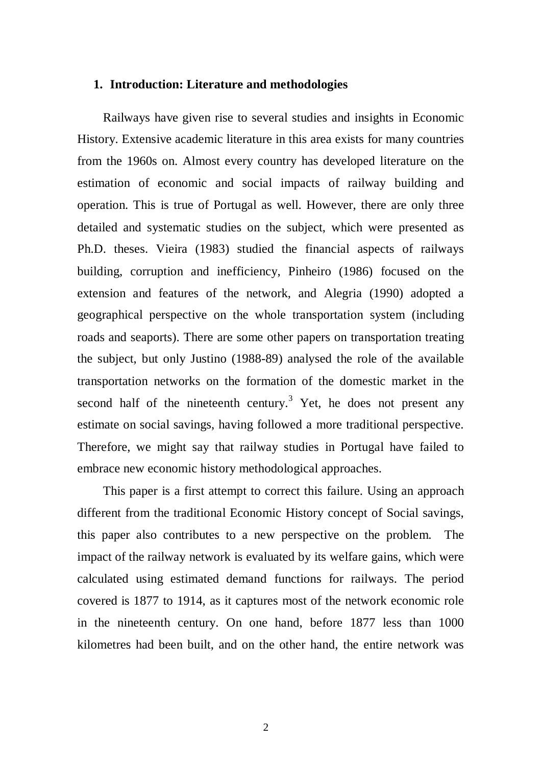## 1. Introduction: Literature and methodologies

Railways have given rise to several studies and insights in Economic History. Extensive academic literature in this area exists for many countries from the 1960s on. Almost every country has developed literature on the estimation of economic and social impacts of railway building and operation. This is true of Portugal as well. However, there are only three detailed and systematic studies on the subject, which were presented as Ph.D. theses. Vieira (1983) studied the financial aspects of railways building, corruption and inefficiency, Pinheiro (1986) focused on the extension and features of the network, and Alegria (1990) adopted a geographical perspective on the whole transportation system (including roads and seaports). There are some other papers on transportation treating the subject, but only Justino (1988-89) analysed the role of the available transportation networks on the formation of the domestic market in the second half of the nineteenth century.[3] Yet, he does not present any estimate on social savings, having followed a more traditional perspective. Therefore, we might say that railway studies in Portugal have failed to embrace new economic history methodological approaches.

This paper is a first attempt to correct this failure. Using an approach different from the traditional Economic History concept of Social savings, this paper also contributes to a new perspective on the problem. The impact of the railway network is evaluated by its welfare gains, which were calculated using estimated demand functions for railways. The period covered is 1877 to 1914, as it captures most of the network economic role in the nineteenth century. On one hand, before 1877 less than 1000 kilometres had been built, and on the other hand, the entire network was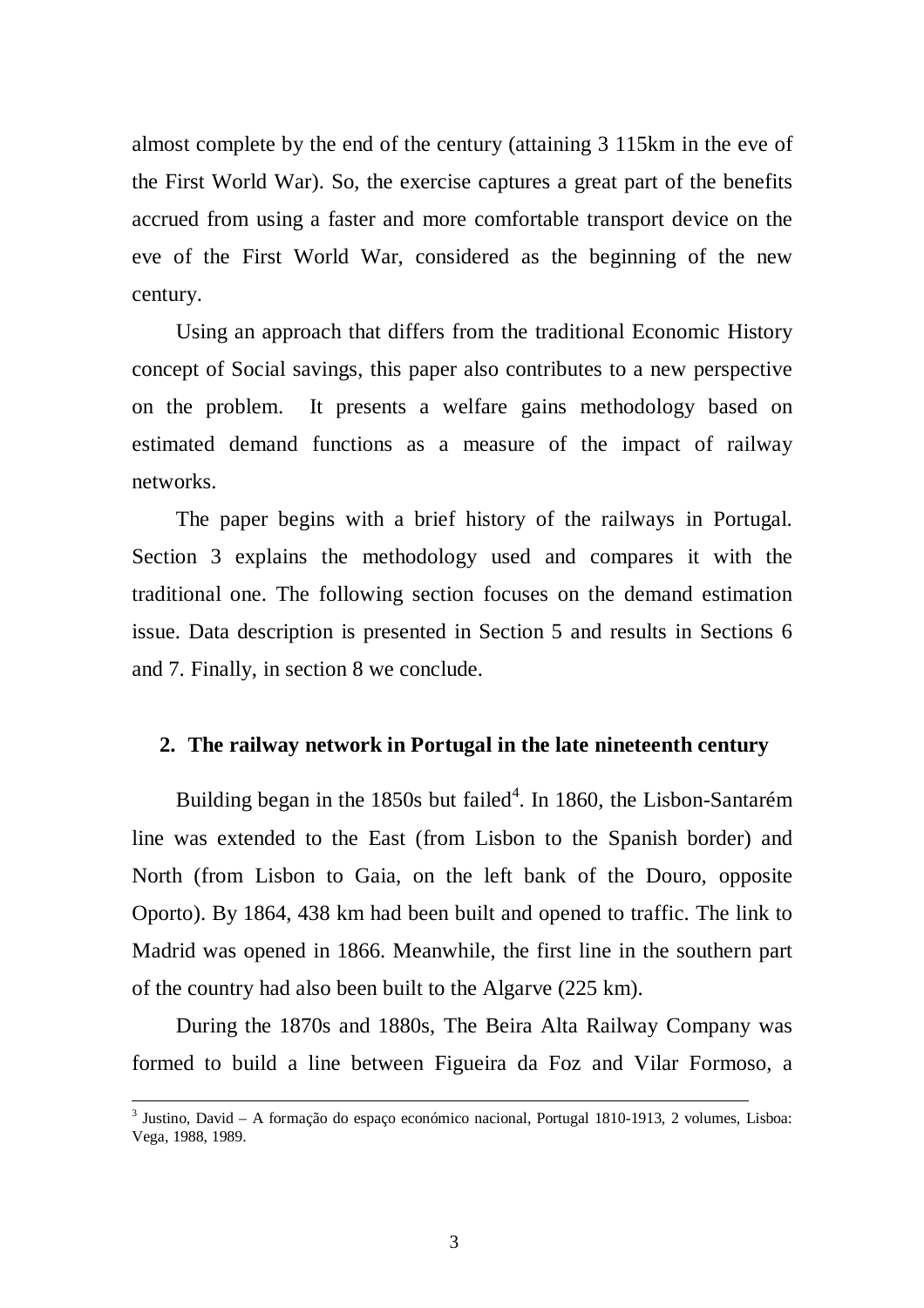almost complete by the end of the century (attaining 3 115km in the eve of the First World War). So, the exercise captures a great part of the benefits accrued from using a faster and more comfortable transport device on the eve of the First World War, considered as the beginning of the new century.

Using an approach that differs from the traditional Economic History concept of Social savings, this paper also contributes to a new perspective on the problem. It presents a welfare gains methodology based on estimated demand functions as a measure of the impact of railway networks.

The paper begins with a brief history of the railways in Portugal. Section 3 explains the methodology used and compares it with the traditional one. The following section focuses on the demand estimation issue. Data description is presented in Section 5 and results in Sections 6 and 7. Finally, in section 8 we conclude.

## 2. The railway network in Portugal in the late nineteenth century

Building began in the 1850s but failed[4]. In 1860, the Lisbon-Santarém line was extended to the East (from Lisbon to the Spanish border) and North (from Lisbon to Gaia, on the left bank of the Douro, opposite Oporto). By 1864, 438 km had been built and opened to traffic. The link to Madrid was opened in 1866. Meanwhile, the first line in the southern part of the country had also been built to the Algarve (225 km).

During the 1870s and 1880s, The Beira Alta Railway Company was formed to build a line between Figueira da Foz and Vilar Formoso, a

[3] Justino, David – A formação do espaço económico nacional, Portugal 1810-1913, 2 volumes, Lisboa: Vega, 1988, 1989.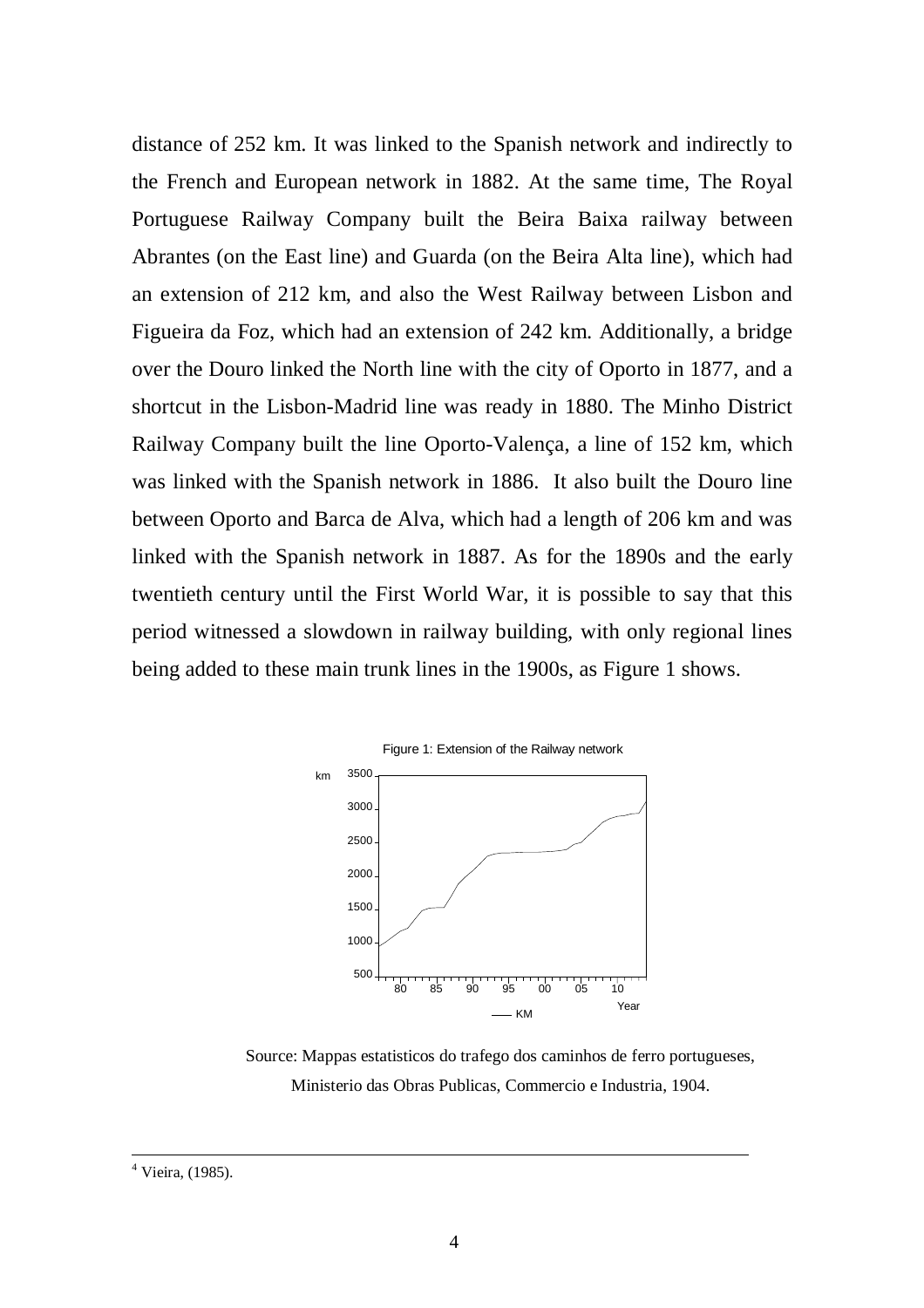distance of 252 km. It was linked to the Spanish network and indirectly to the French and European network in 1882. At the same time, The Royal Portuguese Railway Company built the Beira Baixa railway between Abrantes (on the East line) and Guarda (on the Beira Alta line), which had an extension of 212 km, and also the West Railway between Lisbon and Figueira da Foz, which had an extension of 242 km. Additionally, a bridge over the Douro linked the North line with the city of Oporto in 1877, and a shortcut in the Lisbon-Madrid line was ready in 1880. The Minho District Railway Company built the line Oporto-Valença, a line of 152 km, which was linked with the Spanish network in 1886. It also built the Douro line between Oporto and Barca de Alva, which had a length of 206 km and was linked with the Spanish network in 1887. As for the 1890s and the early twentieth century until the First World War, it is possible to say that this period witnessed a slowdown in railway building, with only regional lines being added to these main trunk lines in the 1900s, as Figure 1 shows.

Figure 1: Extension of the Railway network

Source: Mappas estatisticos do trafego dos caminhos de ferro portugueses, Ministerio das Obras Publicas, Commercio e Industria, 1904.

[4] Vieira, (1985).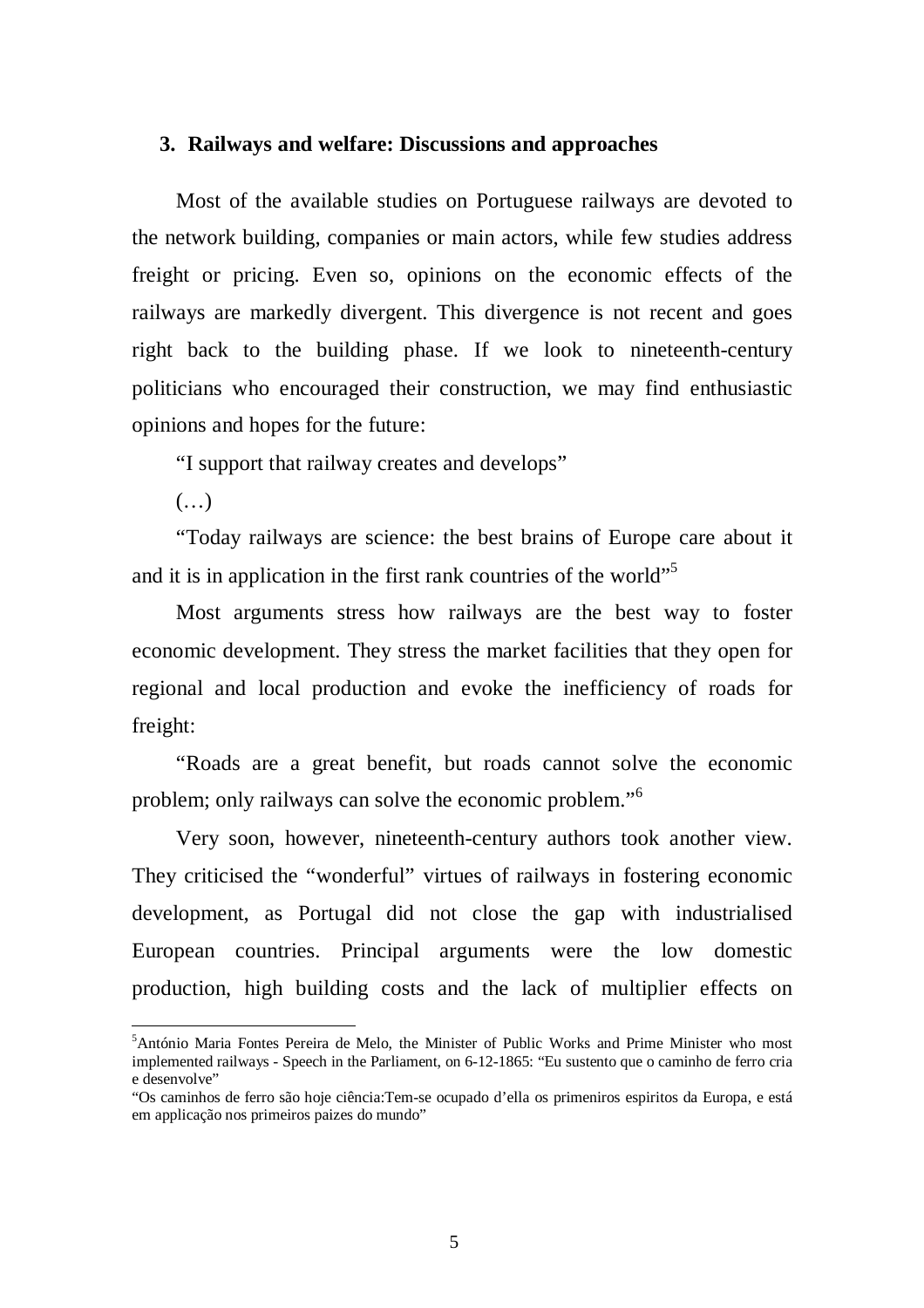## 3. Railways and welfare: Discussions and approaches

Most of the available studies on Portuguese railways are devoted to the network building, companies or main actors, while few studies address freight or pricing. Even so, opinions on the economic effects of the railways are markedly divergent. This divergence is not recent and goes right back to the building phase. If we look to nineteenth-century politicians who encouraged their construction, we may find enthusiastic opinions and hopes for the future:

"I support that railway creates and develops"

(…)

"Today railways are science: the best brains of Europe care about it and it is in application in the first rank countries of the world"[5]

Most arguments stress how railways are the best way to foster economic development. They stress the market facilities that they open for regional and local production and evoke the inefficiency of roads for freight:

"Roads are a great benefit, but roads cannot solve the economic problem; only railways can solve the economic problem."[6]

Very soon, however, nineteenth-century authors took another view. They criticised the "wonderful" virtues of railways in fostering economic development, as Portugal did not close the gap with industrialised European countries. Principal arguments were the low domestic production, high building costs and the lack of multiplier effects on

---

[5] António Maria Fontes Pereira de Melo, the Minister of Public Works and Prime Minister who most implemented railways - Speech in the Parliament, on 6-12-1865: "Eu sustento que o caminho de ferro cria e desenvolve"

"Os caminhos de ferro são hoje ciência:Tem-se ocupado d'ella os primeniros espiritos da Europa, e está em applicação nos primeiros paizes do mundo"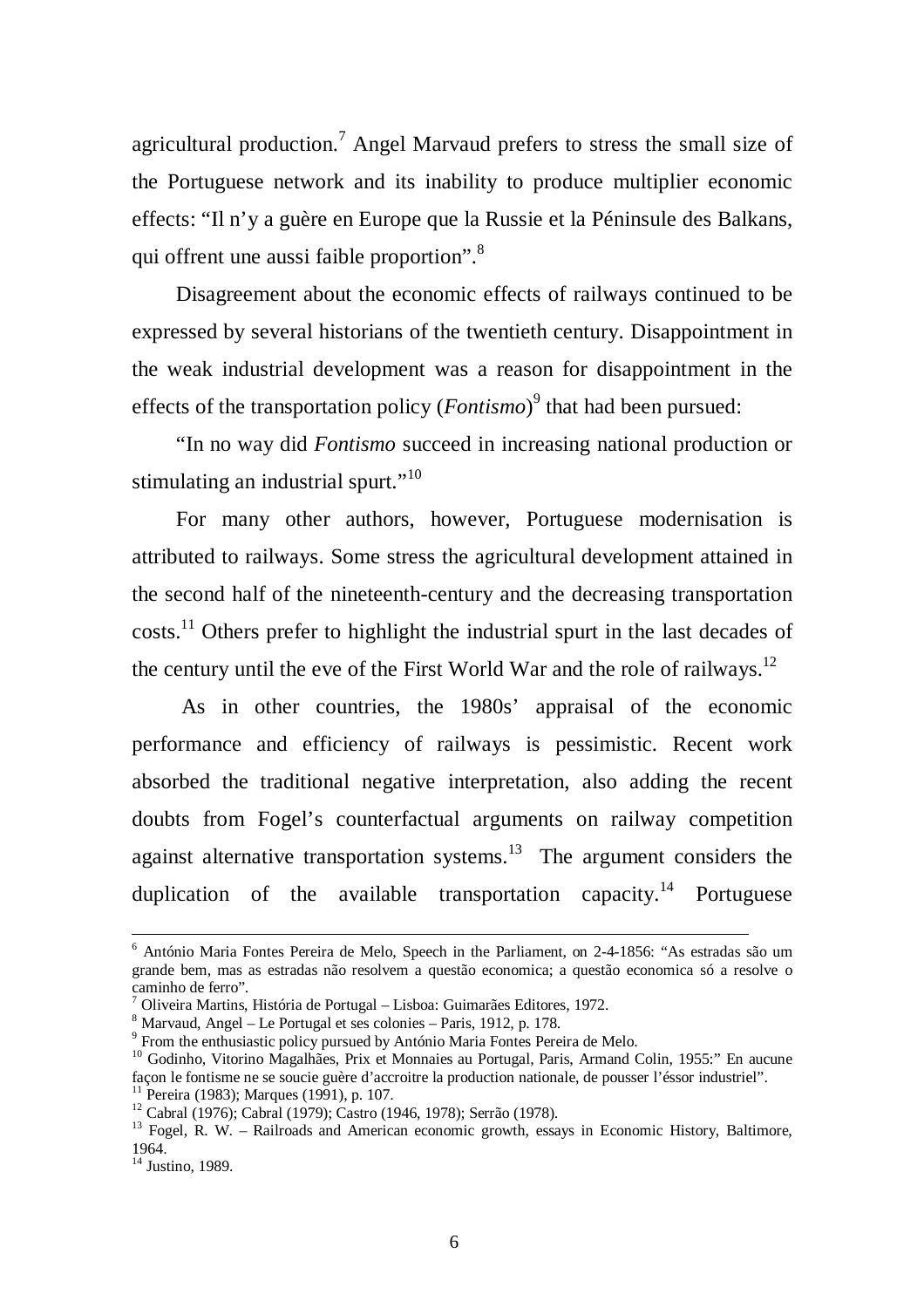agricultural production.[7] Angel Marvaud prefers to stress the small size of the Portuguese network and its inability to produce multiplier economic effects: "Il n'y a guère en Europe que la Russie et la Péninsule des Balkans, qui offrent une aussi faible proportion".[8]

Disagreement about the economic effects of railways continued to be expressed by several historians of the twentieth century. Disappointment in the weak industrial development was a reason for disappointment in the effects of the transportation policy (*Fontismo*)[9] that had been pursued:

"In no way did *Fontismo* succeed in increasing national production or stimulating an industrial spurt."[10]

For many other authors, however, Portuguese modernisation is attributed to railways. Some stress the agricultural development attained in the second half of the nineteenth-century and the decreasing transportation costs.[11] Others prefer to highlight the industrial spurt in the last decades of the century until the eve of the First World War and the role of railways.[12]

As in other countries, the 1980s' appraisal of the economic performance and efficiency of railways is pessimistic. Recent work absorbed the traditional negative interpretation, also adding the recent doubts from Fogel's counterfactual arguments on railway competition against alternative transportation systems.[13] The argument considers the duplication of the available transportation capacity.[14] Portuguese

---

[6] António Maria Fontes Pereira de Melo, Speech in the Parliament, on 2-4-1856: "As estradas são um grande bem, mas as estradas não resolvem a questão economica; a questão economica só a resolve o caminho de ferro".

[7] Oliveira Martins, História de Portugal – Lisboa: Guimarães Editores, 1972.

[8] Marvaud, Angel – Le Portugal et ses colonies – Paris, 1912, p. 178.

[9] From the enthusiastic policy pursued by António Maria Fontes Pereira de Melo.

[10] Godinho, Vitorino Magalhães, Prix et Monnaies au Portugal, Paris, Armand Colin, 1955:" En aucune façon le fontisme ne se soucie guère d'accroitre la production nationale, de pousser l'éssor industriel".

[11] Pereira (1983); Marques (1991), p. 107.

[12] Cabral (1976); Cabral (1979); Castro (1946, 1978); Serrão (1978).

[13] Fogel, R. W. – Railroads and American economic growth, essays in Economic History, Baltimore, 1964.

[14] Justino, 1989.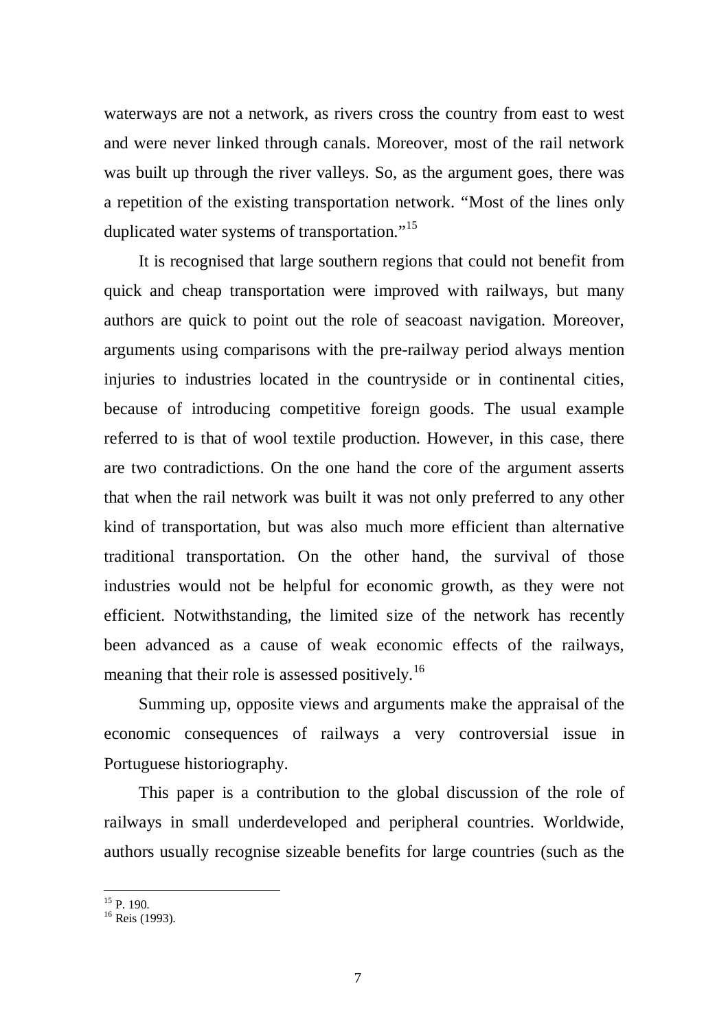waterways are not a network, as rivers cross the country from east to west and were never linked through canals. Moreover, most of the rail network was built up through the river valleys. So, as the argument goes, there was a repetition of the existing transportation network. "Most of the lines only duplicated water systems of transportation."[15]

It is recognised that large southern regions that could not benefit from quick and cheap transportation were improved with railways, but many authors are quick to point out the role of seacoast navigation. Moreover, arguments using comparisons with the pre-railway period always mention injuries to industries located in the countryside or in continental cities, because of introducing competitive foreign goods. The usual example referred to is that of wool textile production. However, in this case, there are two contradictions. On the one hand the core of the argument asserts that when the rail network was built it was not only preferred to any other kind of transportation, but was also much more efficient than alternative traditional transportation. On the other hand, the survival of those industries would not be helpful for economic growth, as they were not efficient. Notwithstanding, the limited size of the network has recently been advanced as a cause of weak economic effects of the railways, meaning that their role is assessed positively.[16]

Summing up, opposite views and arguments make the appraisal of the economic consequences of railways a very controversial issue in Portuguese historiography.

This paper is a contribution to the global discussion of the role of railways in small underdeveloped and peripheral countries. Worldwide, authors usually recognise sizeable benefits for large countries (such as the

---

[15] P. 190.

[16] Reis (1993).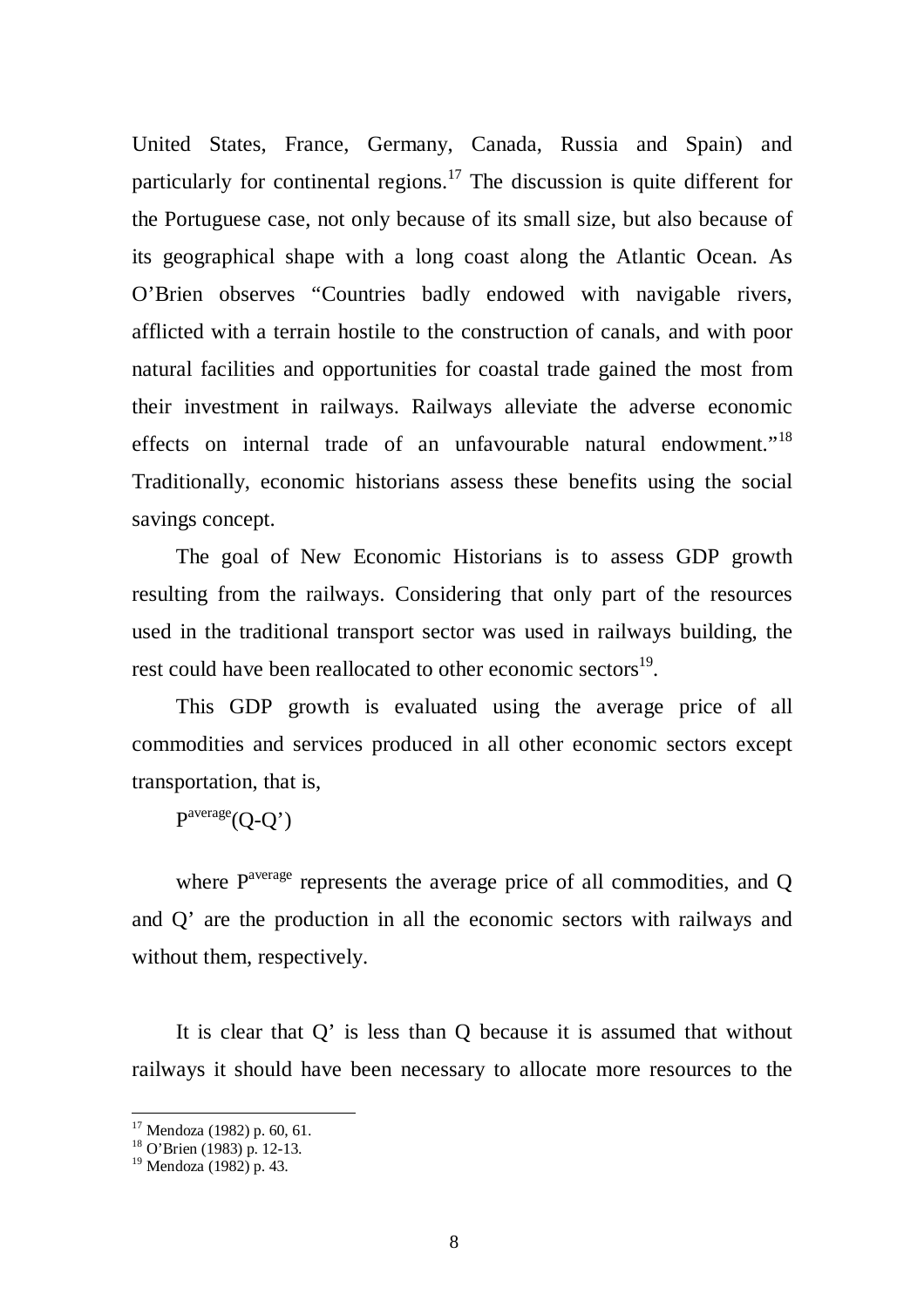United States, France, Germany, Canada, Russia and Spain) and particularly for continental regions.[17] The discussion is quite different for the Portuguese case, not only because of its small size, but also because of its geographical shape with a long coast along the Atlantic Ocean. As O'Brien observes "Countries badly endowed with navigable rivers, afflicted with a terrain hostile to the construction of canals, and with poor natural facilities and opportunities for coastal trade gained the most from their investment in railways. Railways alleviate the adverse economic effects on internal trade of an unfavourable natural endowment."[18] Traditionally, economic historians assess these benefits using the social savings concept.

The goal of New Economic Historians is to assess GDP growth resulting from the railways. Considering that only part of the resources used in the traditional transport sector was used in railways building, the rest could have been reallocated to other economic sectors[19].

This GDP growth is evaluated using the average price of all commodities and services produced in all other economic sectors except transportation, that is,

$$P^{average}(Q-Q')$$

where $P^{average}$ represents the average price of all commodities, and Q and Q' are the production in all the economic sectors with railways and without them, respectively.

It is clear that Q' is less than Q because it is assumed that without railways it should have been necessary to allocate more resources to the

---

[17] Mendoza (1982) p. 60, 61.

[18] O'Brien (1983) p. 12-13.

[19] Mendoza (1982) p. 43.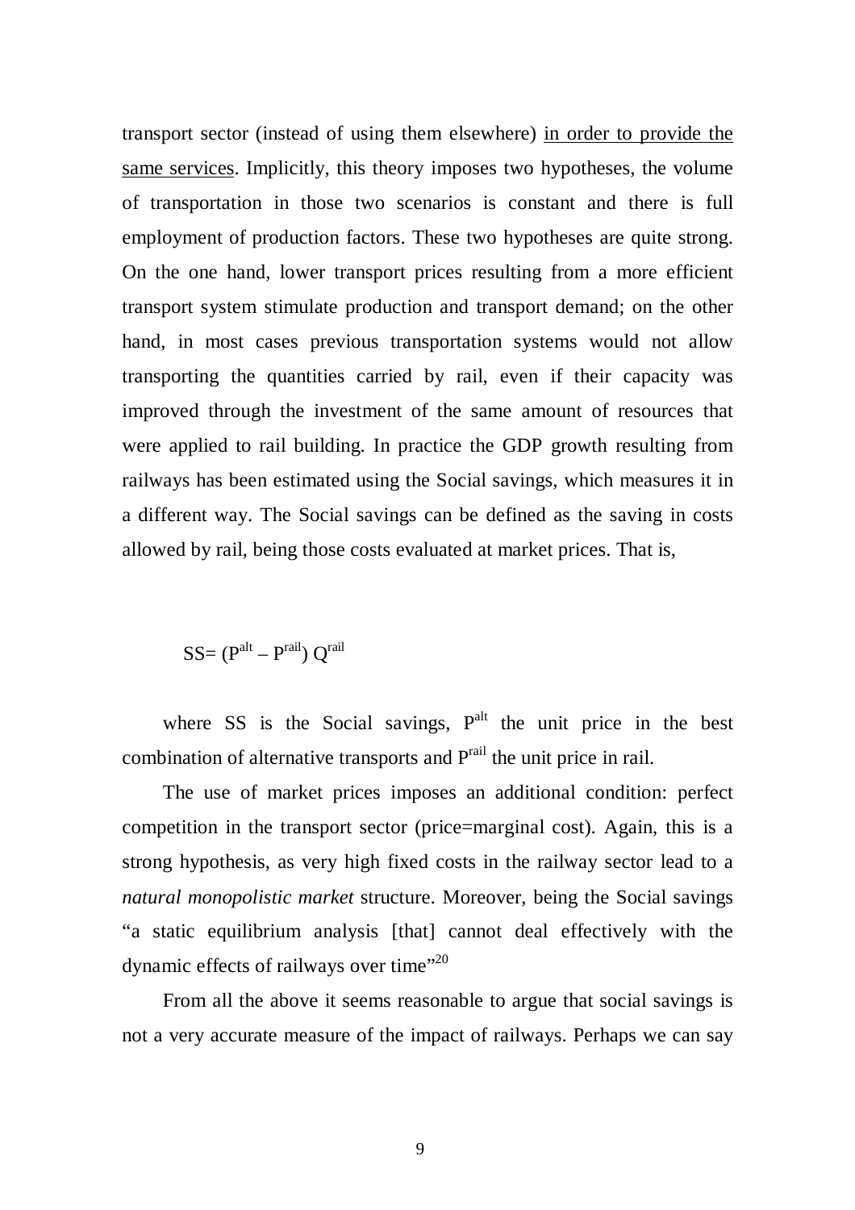transport sector (instead of using them elsewhere) <u>in order to provide the same services</u>. Implicitly, this theory imposes two hypotheses, the volume of transportation in those two scenarios is constant and there is full employment of production factors. These two hypotheses are quite strong. On the one hand, lower transport prices resulting from a more efficient transport system stimulate production and transport demand; on the other hand, in most cases previous transportation systems would not allow transporting the quantities carried by rail, even if their capacity was improved through the investment of the same amount of resources that were applied to rail building. In practice the GDP growth resulting from railways has been estimated using the Social savings, which measures it in a different way. The Social savings can be defined as the saving in costs allowed by rail, being those costs evaluated at market prices. That is,

$$SS = (P^{alt} - P^{rail})\, Q^{rail}$$

where SS is the Social savings, $P^{alt}$ the unit price in the best combination of alternative transports and $P^{rail}$ the unit price in rail.

The use of market prices imposes an additional condition: perfect competition in the transport sector (price=marginal cost). Again, this is a strong hypothesis, as very high fixed costs in the railway sector lead to a *natural monopolistic market* structure. Moreover, being the Social savings "a static equilibrium analysis [that] cannot deal effectively with the dynamic effects of railways over time"[20]

From all the above it seems reasonable to argue that social savings is not a very accurate measure of the impact of railways. Perhaps we can say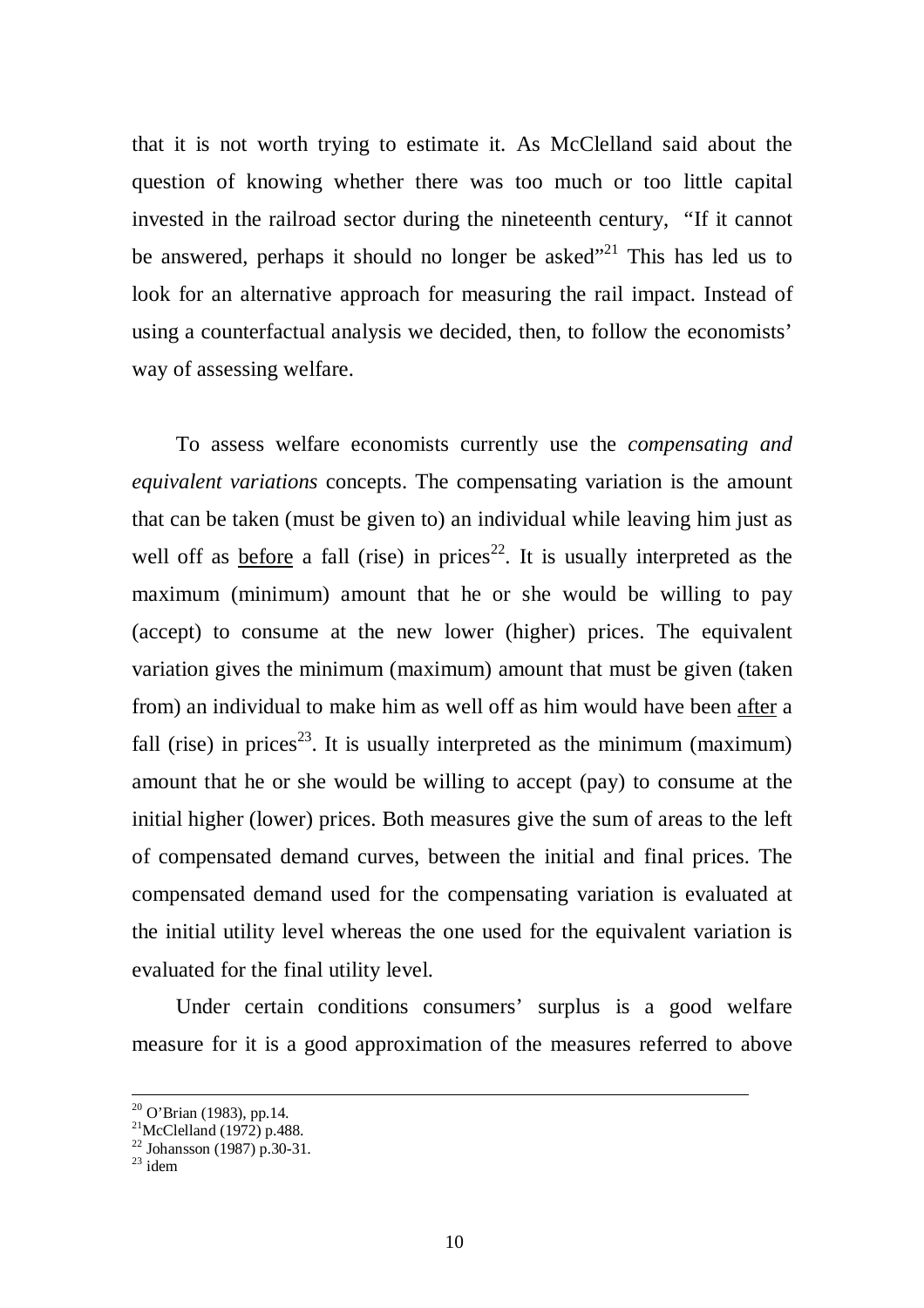that it is not worth trying to estimate it. As McClelland said about the question of knowing whether there was too much or too little capital invested in the railroad sector during the nineteenth century, "If it cannot be answered, perhaps it should no longer be asked"[21] This has led us to look for an alternative approach for measuring the rail impact. Instead of using a counterfactual analysis we decided, then, to follow the economists' way of assessing welfare.

To assess welfare economists currently use the *compensating and equivalent variations* concepts. The compensating variation is the amount that can be taken (must be given to) an individual while leaving him just as well off as <u>before</u> a fall (rise) in prices[22]. It is usually interpreted as the maximum (minimum) amount that he or she would be willing to pay (accept) to consume at the new lower (higher) prices. The equivalent variation gives the minimum (maximum) amount that must be given (taken from) an individual to make him as well off as him would have been <u>after</u> a fall (rise) in prices[23]. It is usually interpreted as the minimum (maximum) amount that he or she would be willing to accept (pay) to consume at the initial higher (lower) prices. Both measures give the sum of areas to the left of compensated demand curves, between the initial and final prices. The compensated demand used for the compensating variation is evaluated at the initial utility level whereas the one used for the equivalent variation is evaluated for the final utility level.

Under certain conditions consumers' surplus is a good welfare measure for it is a good approximation of the measures referred to above

---

[20] O'Brian (1983), pp.14.

[21] McClelland (1972) p.488.

[22] Johansson (1987) p.30-31.

[23] idem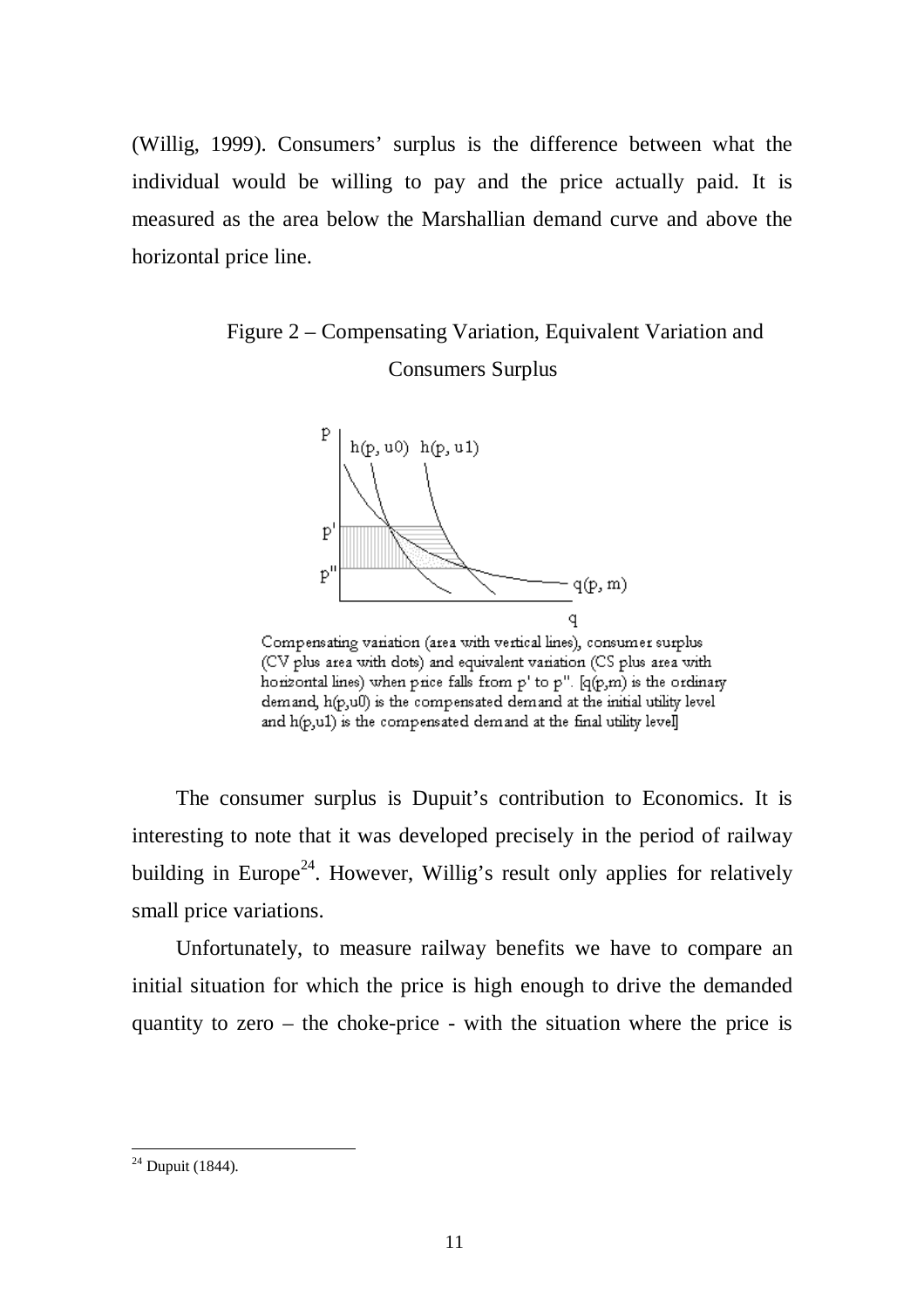(Willig, 1999). Consumers' surplus is the difference between what the individual would be willing to pay and the price actually paid. It is measured as the area below the Marshallian demand curve and above the horizontal price line.

Figure 2 – Compensating Variation, Equivalent Variation and Consumers Surplus

Compensating variation (area with vertical lines), consumer surplus (CV plus area with dots) and equivalent variation (CS plus area with horizontal lines) when price falls from p' to p''. [q(p,m) is the ordinary demand, h(p,u0) is the compensated demand at the initial utility level and h(p,u1) is the compensated demand at the final utility level]

The consumer surplus is Dupuit's contribution to Economics. It is interesting to note that it was developed precisely in the period of railway building in Europe[24]. However, Willig's result only applies for relatively small price variations.

Unfortunately, to measure railway benefits we have to compare an initial situation for which the price is high enough to drive the demanded quantity to zero – the choke-price - with the situation where the price is

[24] Dupuit (1844).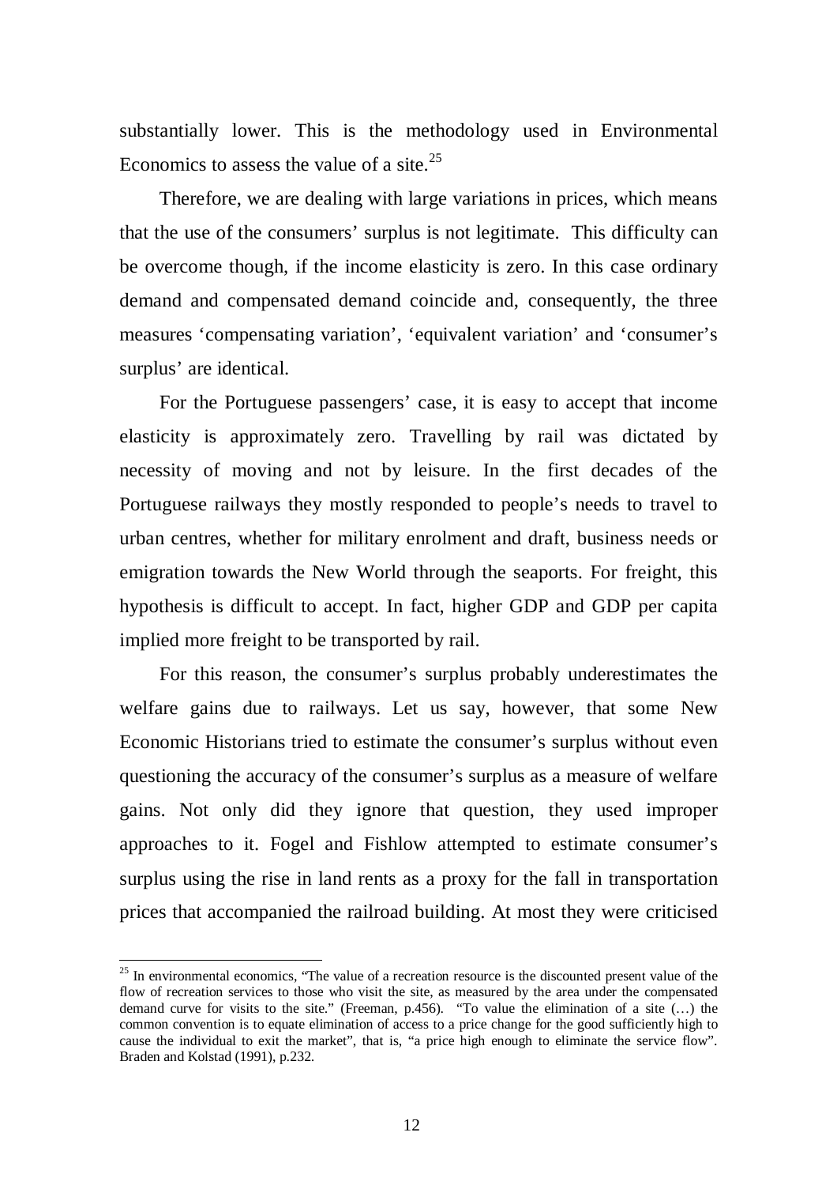substantially lower. This is the methodology used in Environmental Economics to assess the value of a site.[25]

Therefore, we are dealing with large variations in prices, which means that the use of the consumers' surplus is not legitimate. This difficulty can be overcome though, if the income elasticity is zero. In this case ordinary demand and compensated demand coincide and, consequently, the three measures 'compensating variation', 'equivalent variation' and 'consumer's surplus' are identical.

For the Portuguese passengers' case, it is easy to accept that income elasticity is approximately zero. Travelling by rail was dictated by necessity of moving and not by leisure. In the first decades of the Portuguese railways they mostly responded to people's needs to travel to urban centres, whether for military enrolment and draft, business needs or emigration towards the New World through the seaports. For freight, this hypothesis is difficult to accept. In fact, higher GDP and GDP per capita implied more freight to be transported by rail.

For this reason, the consumer's surplus probably underestimates the welfare gains due to railways. Let us say, however, that some New Economic Historians tried to estimate the consumer's surplus without even questioning the accuracy of the consumer's surplus as a measure of welfare gains. Not only did they ignore that question, they used improper approaches to it. Fogel and Fishlow attempted to estimate consumer's surplus using the rise in land rents as a proxy for the fall in transportation prices that accompanied the railroad building. At most they were criticised

[25] In environmental economics, "The value of a recreation resource is the discounted present value of the flow of recreation services to those who visit the site, as measured by the area under the compensated demand curve for visits to the site." (Freeman, p.456). "To value the elimination of a site (…) the common convention is to equate elimination of access to a price change for the good sufficiently high to cause the individual to exit the market", that is, "a price high enough to eliminate the service flow". Braden and Kolstad (1991), p.232.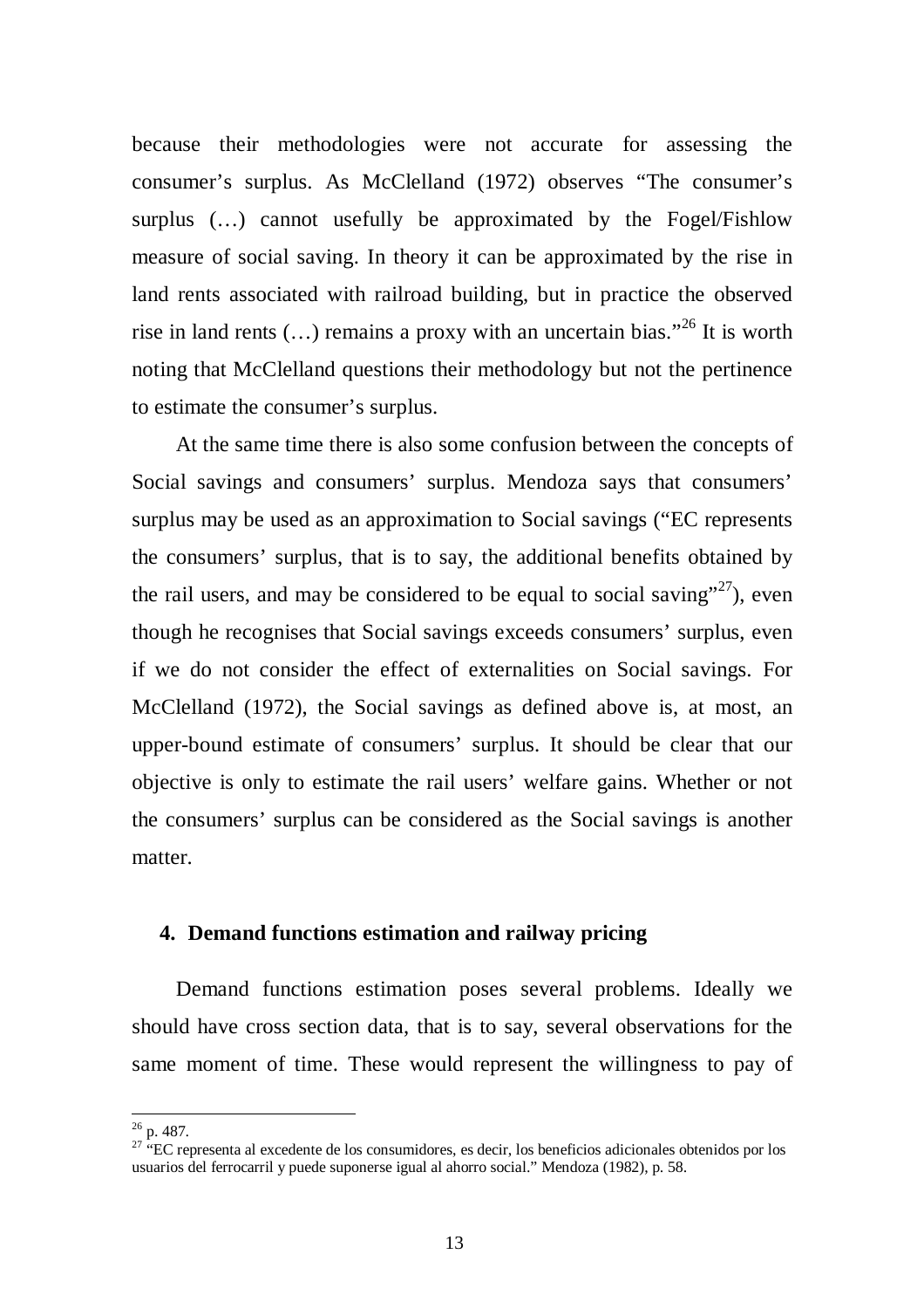because their methodologies were not accurate for assessing the consumer's surplus. As McClelland (1972) observes "The consumer's surplus (…) cannot usefully be approximated by the Fogel/Fishlow measure of social saving. In theory it can be approximated by the rise in land rents associated with railroad building, but in practice the observed rise in land rents (…) remains a proxy with an uncertain bias."[26] It is worth noting that McClelland questions their methodology but not the pertinence to estimate the consumer's surplus.

At the same time there is also some confusion between the concepts of Social savings and consumers' surplus. Mendoza says that consumers' surplus may be used as an approximation to Social savings ("EC represents the consumers' surplus, that is to say, the additional benefits obtained by the rail users, and may be considered to be equal to social saving"[27]), even though he recognises that Social savings exceeds consumers' surplus, even if we do not consider the effect of externalities on Social savings. For McClelland (1972), the Social savings as defined above is, at most, an upper-bound estimate of consumers' surplus. It should be clear that our objective is only to estimate the rail users' welfare gains. Whether or not the consumers' surplus can be considered as the Social savings is another matter.

## 4. Demand functions estimation and railway pricing

Demand functions estimation poses several problems. Ideally we should have cross section data, that is to say, several observations for the same moment of time. These would represent the willingness to pay of

---

[26] p. 487.

[27] "EC representa al excedente de los consumidores, es decir, los beneficios adicionales obtenidos por los usuarios del ferrocarril y puede suponerse igual al ahorro social." Mendoza (1982), p. 58.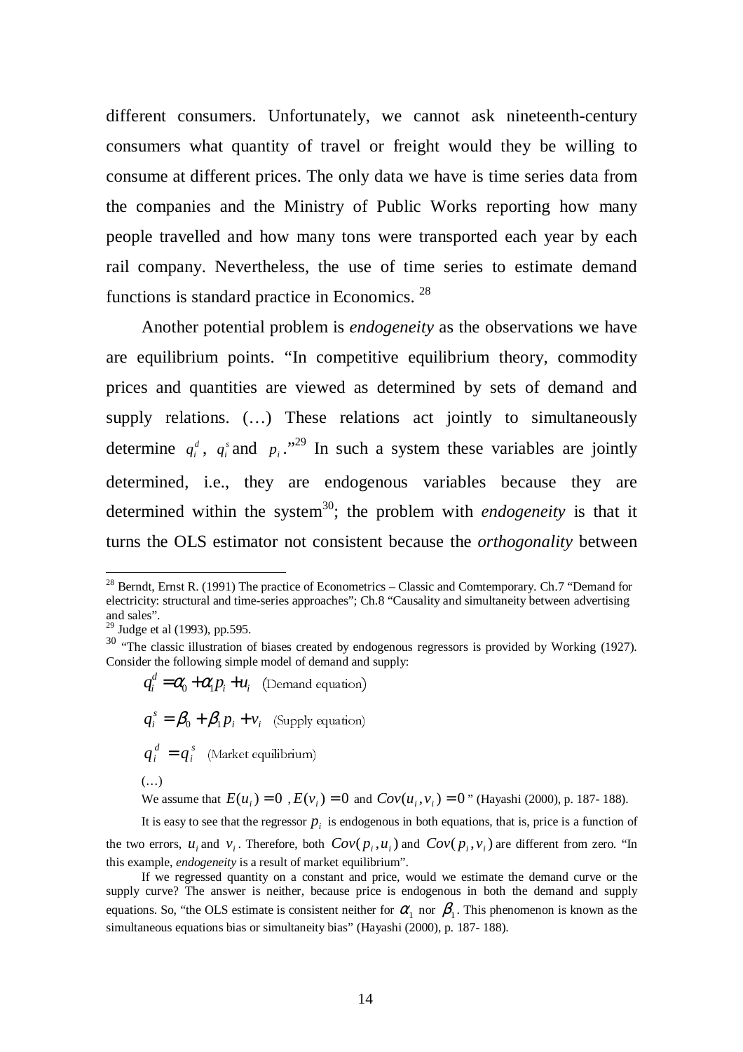different consumers. Unfortunately, we cannot ask nineteenth-century consumers what quantity of travel or freight would they be willing to consume at different prices. The only data we have is time series data from the companies and the Ministry of Public Works reporting how many people travelled and how many tons were transported each year by each rail company. Nevertheless, the use of time series to estimate demand functions is standard practice in Economics. [28]

Another potential problem is *endogeneity* as the observations we have are equilibrium points. "In competitive equilibrium theory, commodity prices and quantities are viewed as determined by sets of demand and supply relations. (…) These relations act jointly to simultaneously determine $q_i^d$, $q_i^s$ and $p_i$."[29] In such a system these variables are jointly determined, i.e., they are endogenous variables because they are determined within the system[30]; the problem with *endogeneity* is that it turns the OLS estimator not consistent because the *orthogonality* between

---

[28] Berndt, Ernst R. (1991) The practice of Econometrics – Classic and Comtemporary. Ch.7 "Demand for electricity: structural and time-series approaches"; Ch.8 "Causality and simultaneity between advertising and sales".

[29] Judge et al (1993), pp.595.

[30] "The classic illustration of biases created by endogenous regressors is provided by Working (1927). Consider the following simple model of demand and supply:

$$q_i^d = \alpha_0 + \alpha_1 p_i + u_i \quad \text{(Demand equation)}$$

$$q_i^s = \beta_0 + \beta_1 p_i + v_i \quad \text{(Supply equation)}$$

$$q_i^d = q_i^s \quad \text{(Market equilibrium)}$$

(…)

We assume that $E(u_i) = 0$ , $E(v_i) = 0$ and $Cov(u_i, v_i) = 0$" (Hayashi (2000), p. 187- 188).

It is easy to see that the regressor $p_i$ is endogenous in both equations, that is, price is a function of the two errors, $u_i$ and $v_i$. Therefore, both $Cov(p_i, u_i)$ and $Cov(p_i, v_i)$ are different from zero. "In this example, *endogeneity* is a result of market equilibrium".

If we regressed quantity on a constant and price, would we estimate the demand curve or the supply curve? The answer is neither, because price is endogenous in both the demand and supply equations. So, "the OLS estimate is consistent neither for $\alpha_1$ nor $\beta_1$. This phenomenon is known as the simultaneous equations bias or simultaneity bias" (Hayashi (2000), p. 187- 188).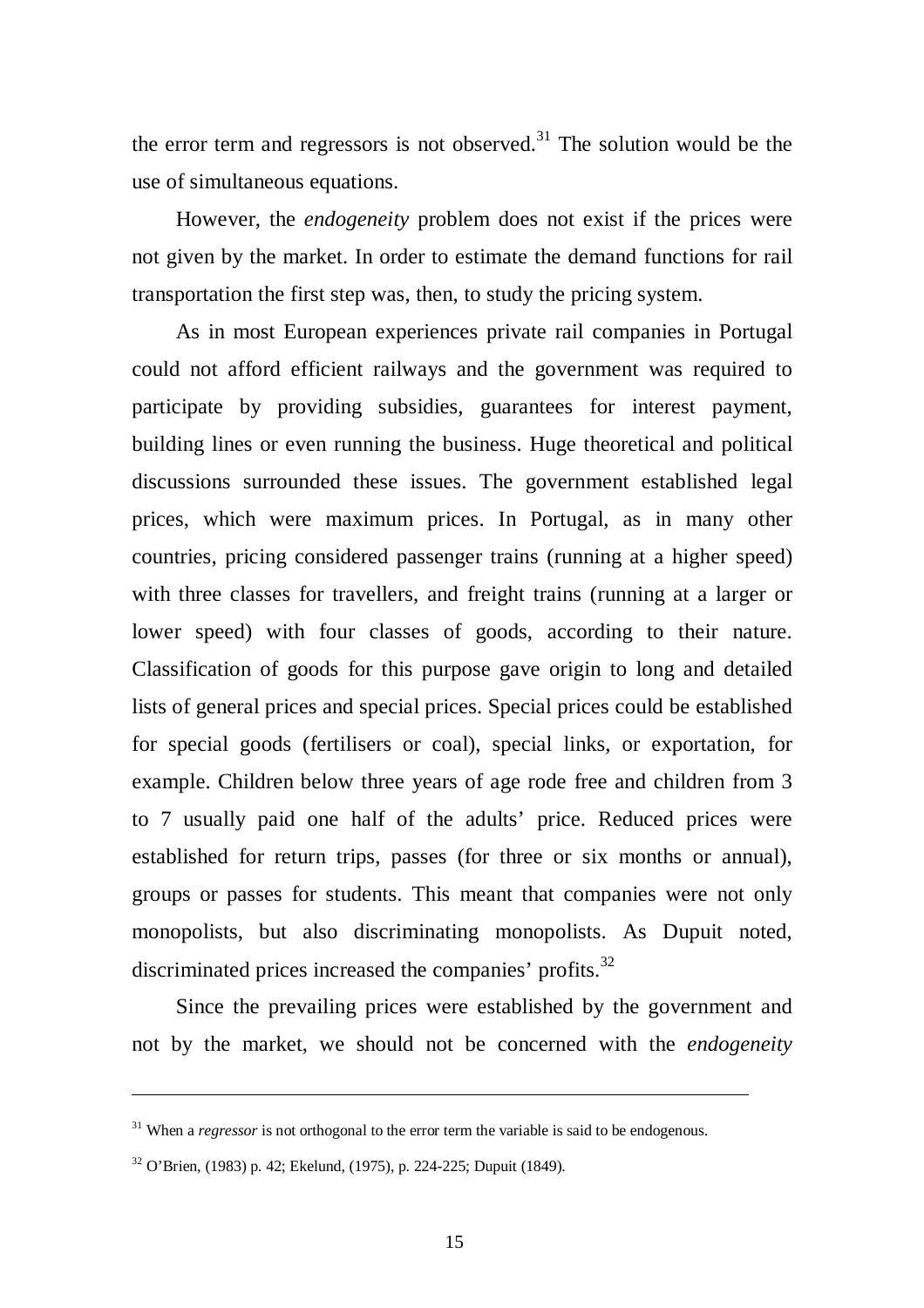the error term and regressors is not observed.[31] The solution would be the use of simultaneous equations.

However, the *endogeneity* problem does not exist if the prices were not given by the market. In order to estimate the demand functions for rail transportation the first step was, then, to study the pricing system.

As in most European experiences private rail companies in Portugal could not afford efficient railways and the government was required to participate by providing subsidies, guarantees for interest payment, building lines or even running the business. Huge theoretical and political discussions surrounded these issues. The government established legal prices, which were maximum prices. In Portugal, as in many other countries, pricing considered passenger trains (running at a higher speed) with three classes for travellers, and freight trains (running at a larger or lower speed) with four classes of goods, according to their nature. Classification of goods for this purpose gave origin to long and detailed lists of general prices and special prices. Special prices could be established for special goods (fertilisers or coal), special links, or exportation, for example. Children below three years of age rode free and children from 3 to 7 usually paid one half of the adults' price. Reduced prices were established for return trips, passes (for three or six months or annual), groups or passes for students. This meant that companies were not only monopolists, but also discriminating monopolists. As Dupuit noted, discriminated prices increased the companies' profits.[32]

Since the prevailing prices were established by the government and not by the market, we should not be concerned with the *endogeneity*

---

[31] When a *regressor* is not orthogonal to the error term the variable is said to be endogenous.

[32] O'Brien, (1983) p. 42; Ekelund, (1975), p. 224-225; Dupuit (1849).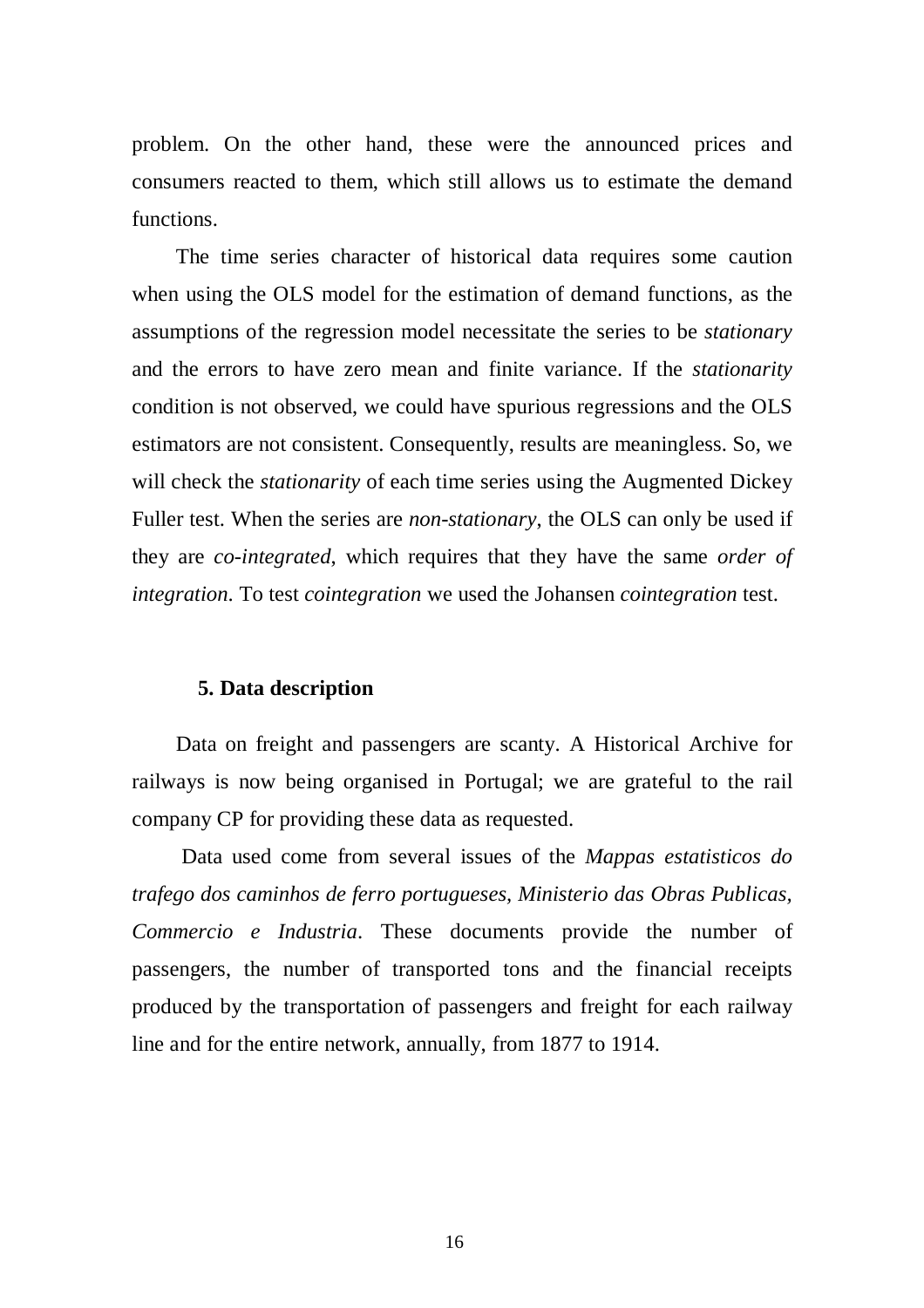problem. On the other hand, these were the announced prices and consumers reacted to them, which still allows us to estimate the demand functions.

The time series character of historical data requires some caution when using the OLS model for the estimation of demand functions, as the assumptions of the regression model necessitate the series to be *stationary* and the errors to have zero mean and finite variance. If the *stationarity* condition is not observed, we could have spurious regressions and the OLS estimators are not consistent. Consequently, results are meaningless. So, we will check the *stationarity* of each time series using the Augmented Dickey Fuller test. When the series are *non-stationary*, the OLS can only be used if they are *co-integrated*, which requires that they have the same *order of integration*. To test *cointegration* we used the Johansen *cointegration* test.

## 5. Data description

Data on freight and passengers are scanty. A Historical Archive for railways is now being organised in Portugal; we are grateful to the rail company CP for providing these data as requested.

Data used come from several issues of the *Mappas estatisticos do trafego dos caminhos de ferro portugueses, Ministerio das Obras Publicas, Commercio e Industria*. These documents provide the number of passengers, the number of transported tons and the financial receipts produced by the transportation of passengers and freight for each railway line and for the entire network, annually, from 1877 to 1914.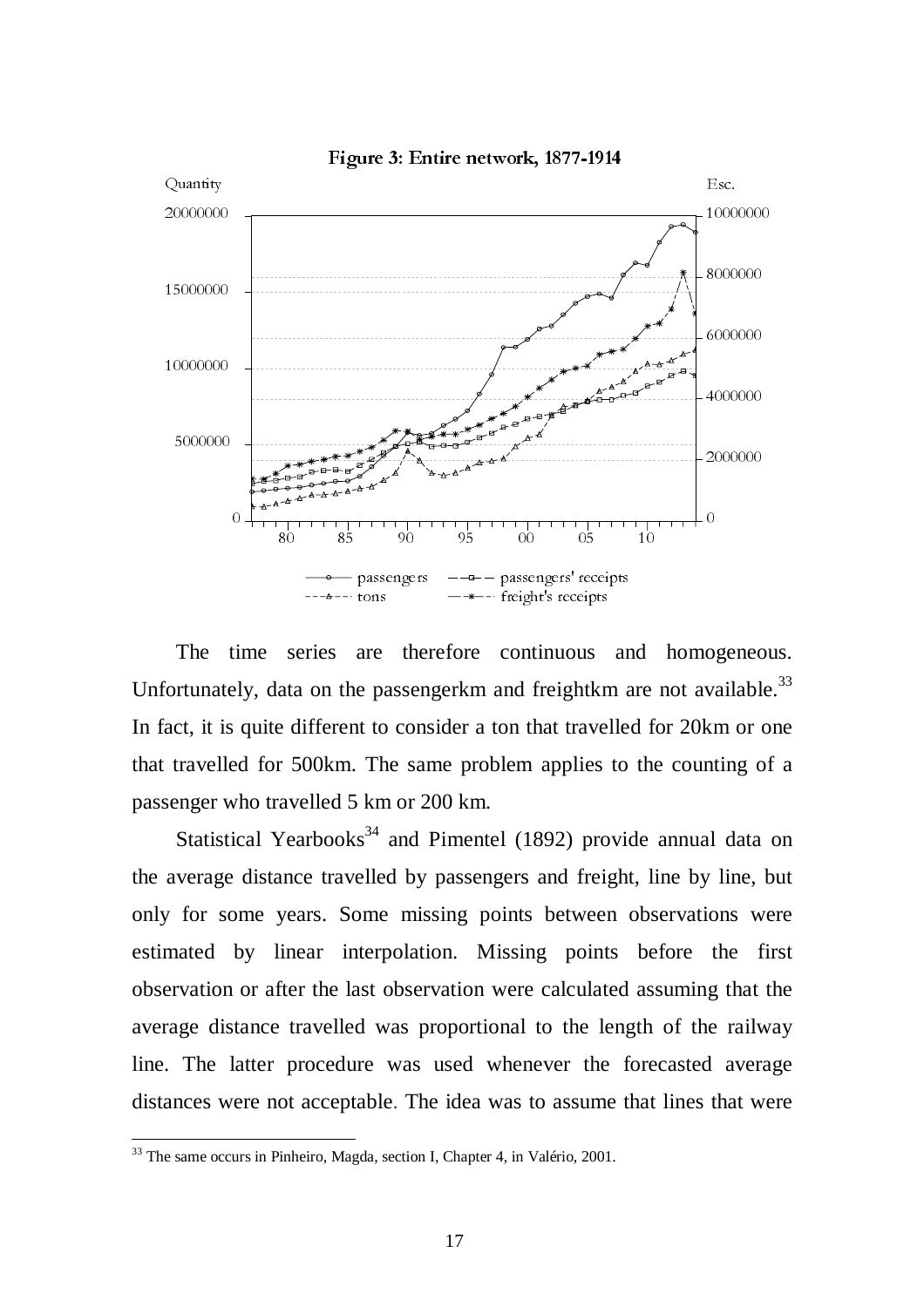Figure 3: Entire network, 1877-1914

The time series are therefore continuous and homogeneous. Unfortunately, data on the passengerkm and freightkm are not available.[33] In fact, it is quite different to consider a ton that travelled for 20km or one that travelled for 500km. The same problem applies to the counting of a passenger who travelled 5 km or 200 km.

Statistical Yearbooks[34] and Pimentel (1892) provide annual data on the average distance travelled by passengers and freight, line by line, but only for some years. Some missing points between observations were estimated by linear interpolation. Missing points before the first observation or after the last observation were calculated assuming that the average distance travelled was proportional to the length of the railway line. The latter procedure was used whenever the forecasted average distances were not acceptable. The idea was to assume that lines that were

[33] The same occurs in Pinheiro, Magda, section I, Chapter 4, in Valério, 2001.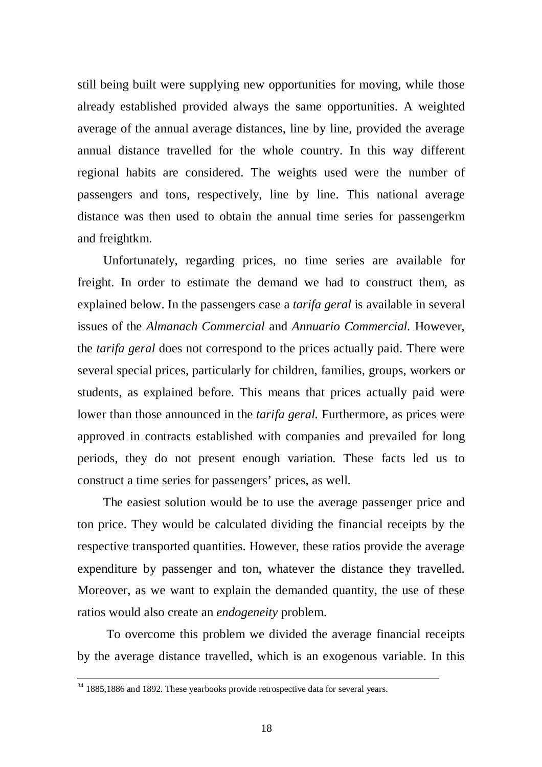still being built were supplying new opportunities for moving, while those already established provided always the same opportunities. A weighted average of the annual average distances, line by line, provided the average annual distance travelled for the whole country. In this way different regional habits are considered. The weights used were the number of passengers and tons, respectively, line by line. This national average distance was then used to obtain the annual time series for passengerkm and freightkm.

Unfortunately, regarding prices, no time series are available for freight. In order to estimate the demand we had to construct them, as explained below. In the passengers case a *tarifa geral* is available in several issues of the *Almanach Commercial* and *Annuario Commercial.* However, the *tarifa geral* does not correspond to the prices actually paid. There were several special prices, particularly for children, families, groups, workers or students, as explained before. This means that prices actually paid were lower than those announced in the *tarifa geral.* Furthermore, as prices were approved in contracts established with companies and prevailed for long periods, they do not present enough variation. These facts led us to construct a time series for passengers' prices, as well.

The easiest solution would be to use the average passenger price and ton price. They would be calculated dividing the financial receipts by the respective transported quantities. However, these ratios provide the average expenditure by passenger and ton, whatever the distance they travelled. Moreover, as we want to explain the demanded quantity, the use of these ratios would also create an *endogeneity* problem.

To overcome this problem we divided the average financial receipts by the average distance travelled, which is an exogenous variable. In this

---

[34] 1885,1886 and 1892. These yearbooks provide retrospective data for several years.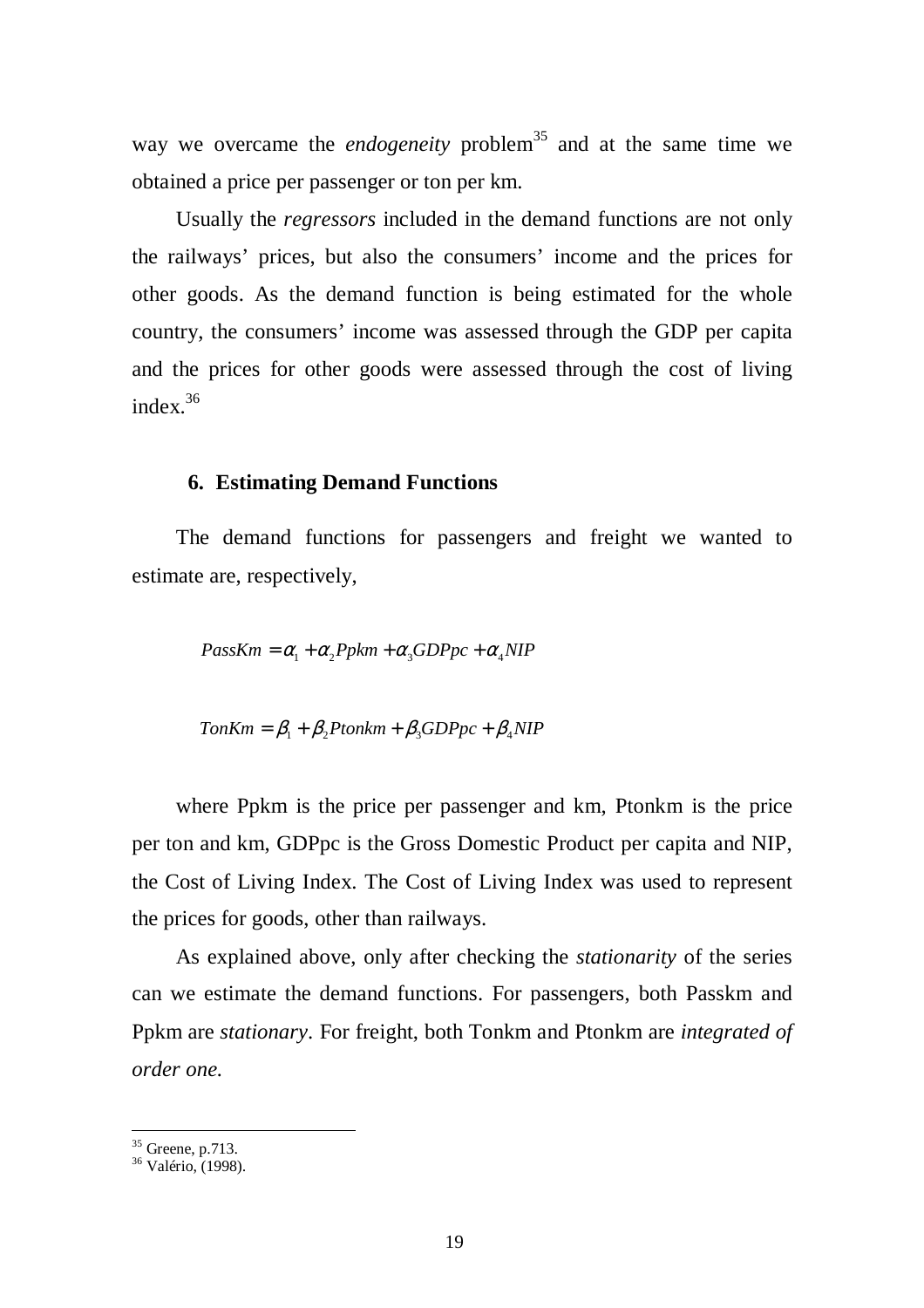way we overcame the *endogeneity* problem[35] and at the same time we obtained a price per passenger or ton per km.

Usually the *regressors* included in the demand functions are not only the railways' prices, but also the consumers' income and the prices for other goods. As the demand function is being estimated for the whole country, the consumers' income was assessed through the GDP per capita and the prices for other goods were assessed through the cost of living index.[36]

## 6. Estimating Demand Functions

The demand functions for passengers and freight we wanted to estimate are, respectively,

$$PassKm = \alpha_1 + \alpha_2 Ppkm + \alpha_3 GDPpc + \alpha_4 NIP$$

$$TonKm = \beta_1 + \beta_2 Ptonkm + \beta_3 GDPpc + \beta_4 NIP$$

where Ppkm is the price per passenger and km, Ptonkm is the price per ton and km, GDPpc is the Gross Domestic Product per capita and NIP, the Cost of Living Index. The Cost of Living Index was used to represent the prices for goods, other than railways.

As explained above, only after checking the *stationarity* of the series can we estimate the demand functions. For passengers, both Passkm and Ppkm are *stationary*. For freight, both Tonkm and Ptonkm are *integrated of order one.*

---

[35] Greene, p.713.

[36] Valério, (1998).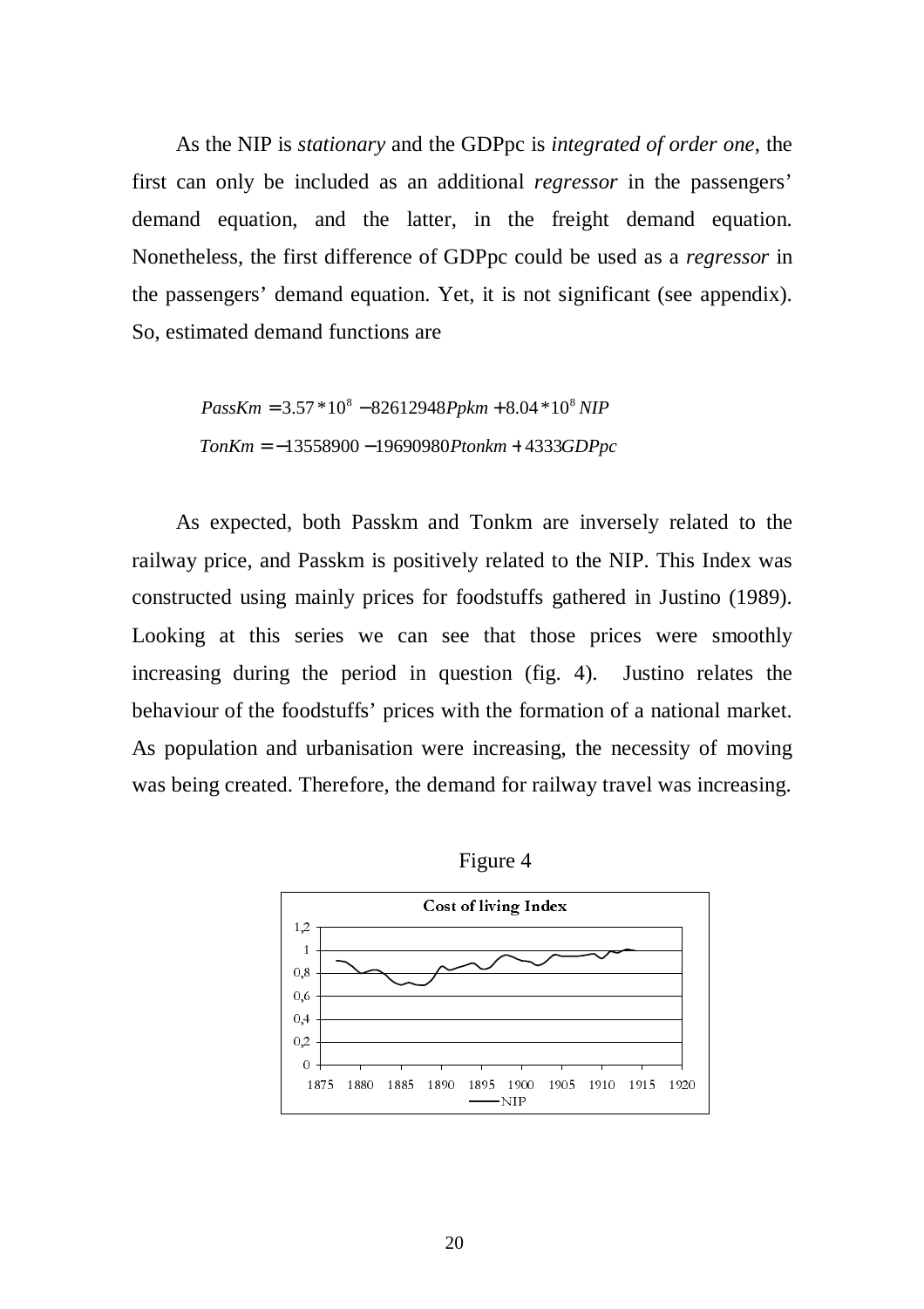As the NIP is *stationary* and the GDPpc is *integrated of order one*, the first can only be included as an additional *regressor* in the passengers' demand equation, and the latter, in the freight demand equation. Nonetheless, the first difference of GDPpc could be used as a *regressor* in the passengers' demand equation. Yet, it is not significant (see appendix). So, estimated demand functions are

$$PassKm = 3.57 * 10^{8} - 82612948Ppkm + 8.04 * 10^{8} NIP$$

$$TonKm = -13558900 - 19690980Ptonkm + 4333GDPpc$$

As expected, both Passkm and Tonkm are inversely related to the railway price, and Passkm is positively related to the NIP. This Index was constructed using mainly prices for foodstuffs gathered in Justino (1989). Looking at this series we can see that those prices were smoothly increasing during the period in question (fig. 4). Justino relates the behaviour of the foodstuffs' prices with the formation of a national market. As population and urbanisation were increasing, the necessity of moving was being created. Therefore, the demand for railway travel was increasing.

Figure 4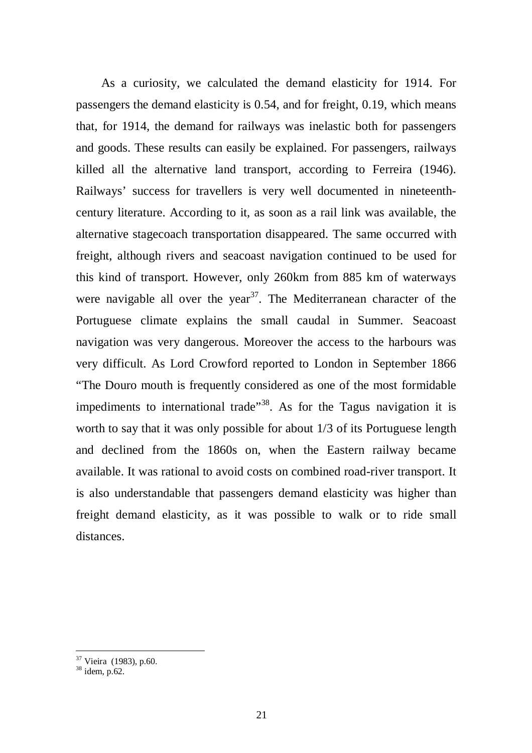As a curiosity, we calculated the demand elasticity for 1914. For passengers the demand elasticity is 0.54, and for freight, 0.19, which means that, for 1914, the demand for railways was inelastic both for passengers and goods. These results can easily be explained. For passengers, railways killed all the alternative land transport, according to Ferreira (1946). Railways' success for travellers is very well documented in nineteenth-century literature. According to it, as soon as a rail link was available, the alternative stagecoach transportation disappeared. The same occurred with freight, although rivers and seacoast navigation continued to be used for this kind of transport. However, only 260km from 885 km of waterways were navigable all over the year[37]. The Mediterranean character of the Portuguese climate explains the small caudal in Summer. Seacoast navigation was very dangerous. Moreover the access to the harbours was very difficult. As Lord Crowford reported to London in September 1866 "The Douro mouth is frequently considered as one of the most formidable impediments to international trade"[38]. As for the Tagus navigation it is worth to say that it was only possible for about 1/3 of its Portuguese length and declined from the 1860s on, when the Eastern railway became available. It was rational to avoid costs on combined road-river transport. It is also understandable that passengers demand elasticity was higher than freight demand elasticity, as it was possible to walk or to ride small distances.

[37] Vieira (1983), p.60.

[38] idem, p.62.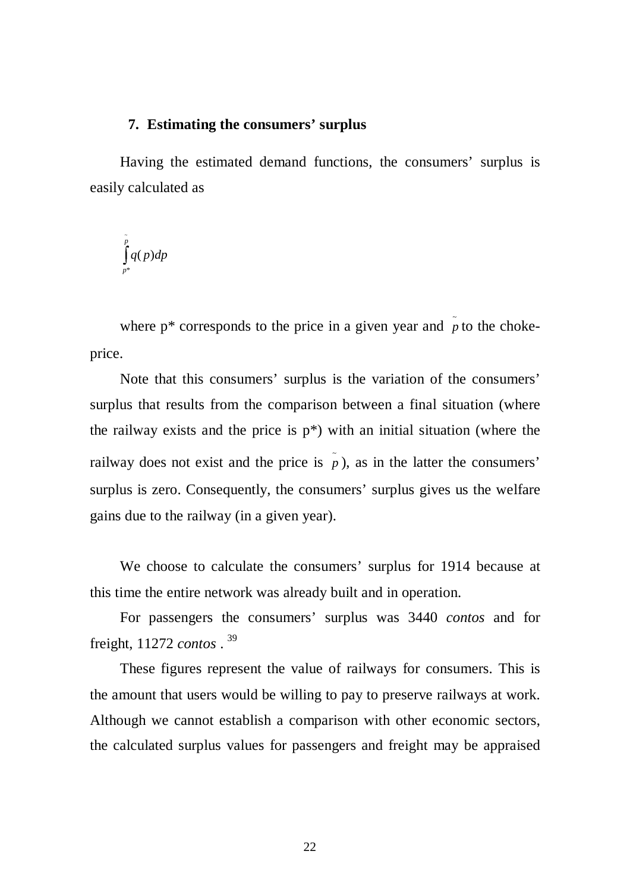## 7. Estimating the consumers' surplus

Having the estimated demand functions, the consumers' surplus is easily calculated as

$$\int_{p^*}^{\tilde{p}} q(p)dp$$

where p* corresponds to the price in a given year and $\tilde{p}$ to the choke-price.

Note that this consumers' surplus is the variation of the consumers' surplus that results from the comparison between a final situation (where the railway exists and the price is p*) with an initial situation (where the railway does not exist and the price is $\tilde{p}$), as in the latter the consumers' surplus is zero. Consequently, the consumers' surplus gives us the welfare gains due to the railway (in a given year).

We choose to calculate the consumers' surplus for 1914 because at this time the entire network was already built and in operation.

For passengers the consumers' surplus was 3440 *contos* and for freight, 11272 *contos* .[39]

These figures represent the value of railways for consumers. This is the amount that users would be willing to pay to preserve railways at work. Although we cannot establish a comparison with other economic sectors, the calculated surplus values for passengers and freight may be appraised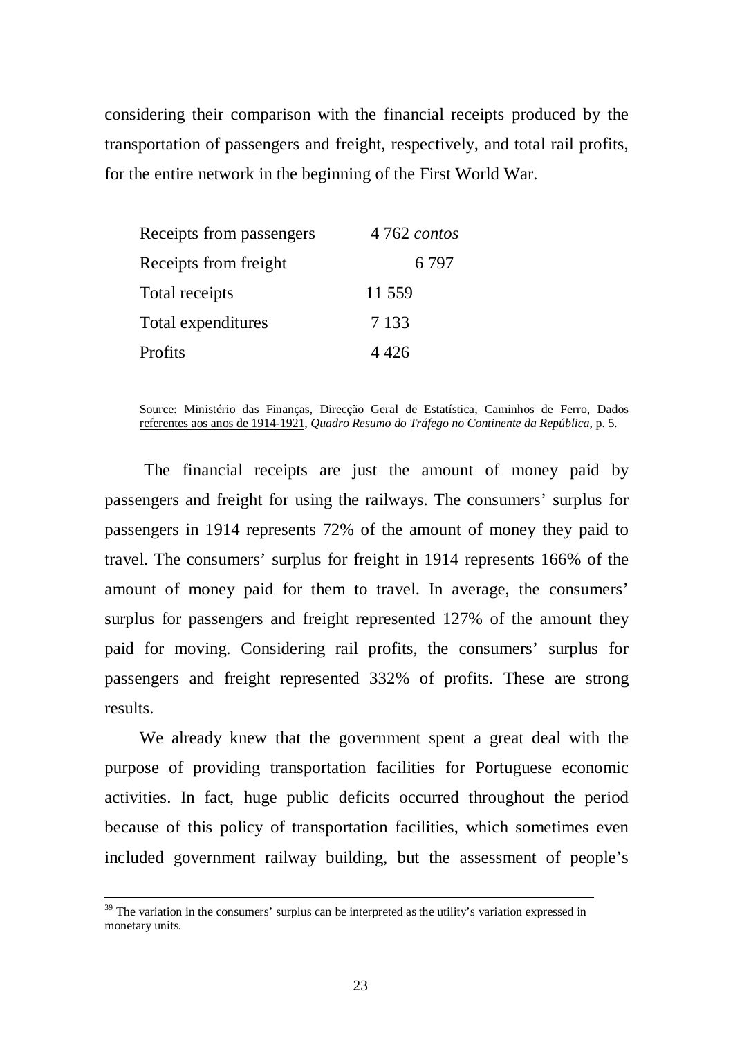considering their comparison with the financial receipts produced by the transportation of passengers and freight, respectively, and total rail profits, for the entire network in the beginning of the First World War.

| | |
|---|---|
| Receipts from passengers | 4 762 *contos* |
| Receipts from freight | 6 797 |
| Total receipts | 11 559 |
| Total expenditures | 7 133 |
| Profits | 4 426 |

Source: Ministério das Finanças, Direcção Geral de Estatística, Caminhos de Ferro, Dados referentes aos anos de 1914-1921, *Quadro Resumo do Tráfego no Continente da República*, p. 5.

The financial receipts are just the amount of money paid by passengers and freight for using the railways. The consumers' surplus for passengers in 1914 represents 72% of the amount of money they paid to travel. The consumers' surplus for freight in 1914 represents 166% of the amount of money paid for them to travel. In average, the consumers' surplus for passengers and freight represented 127% of the amount they paid for moving. Considering rail profits, the consumers' surplus for passengers and freight represented 332% of profits. These are strong results.

We already knew that the government spent a great deal with the purpose of providing transportation facilities for Portuguese economic activities. In fact, huge public deficits occurred throughout the period because of this policy of transportation facilities, which sometimes even included government railway building, but the assessment of people's

[39] The variation in the consumers' surplus can be interpreted as the utility's variation expressed in monetary units.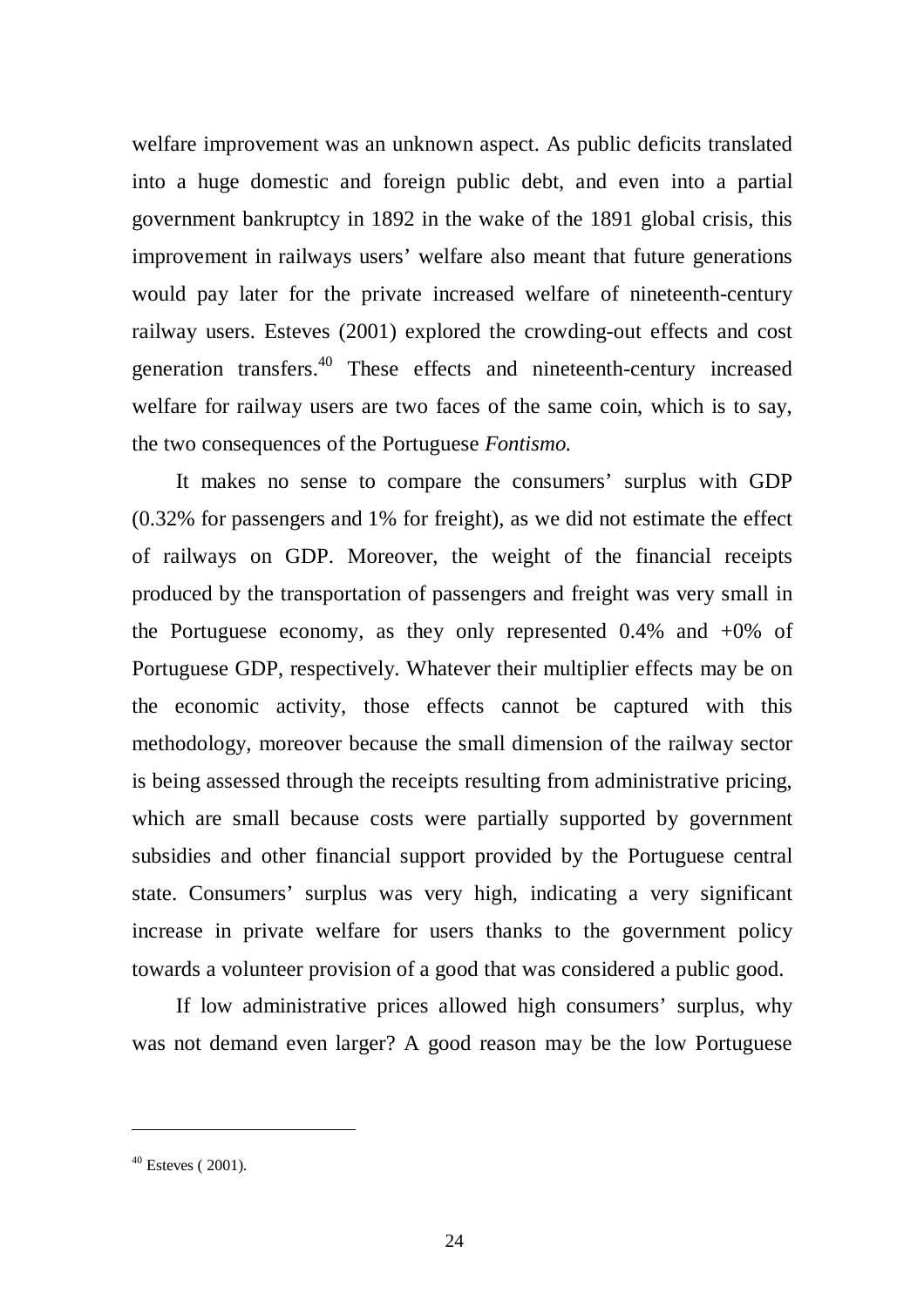welfare improvement was an unknown aspect. As public deficits translated into a huge domestic and foreign public debt, and even into a partial government bankruptcy in 1892 in the wake of the 1891 global crisis, this improvement in railways users' welfare also meant that future generations would pay later for the private increased welfare of nineteenth-century railway users. Esteves (2001) explored the crowding-out effects and cost generation transfers.[40] These effects and nineteenth-century increased welfare for railway users are two faces of the same coin, which is to say, the two consequences of the Portuguese *Fontismo.*

It makes no sense to compare the consumers' surplus with GDP (0.32% for passengers and 1% for freight), as we did not estimate the effect of railways on GDP. Moreover, the weight of the financial receipts produced by the transportation of passengers and freight was very small in the Portuguese economy, as they only represented 0.4% and +0% of Portuguese GDP, respectively. Whatever their multiplier effects may be on the economic activity, those effects cannot be captured with this methodology, moreover because the small dimension of the railway sector is being assessed through the receipts resulting from administrative pricing, which are small because costs were partially supported by government subsidies and other financial support provided by the Portuguese central state. Consumers' surplus was very high, indicating a very significant increase in private welfare for users thanks to the government policy towards a volunteer provision of a good that was considered a public good.

If low administrative prices allowed high consumers' surplus, why was not demand even larger? A good reason may be the low Portuguese

---

[40] Esteves ( 2001).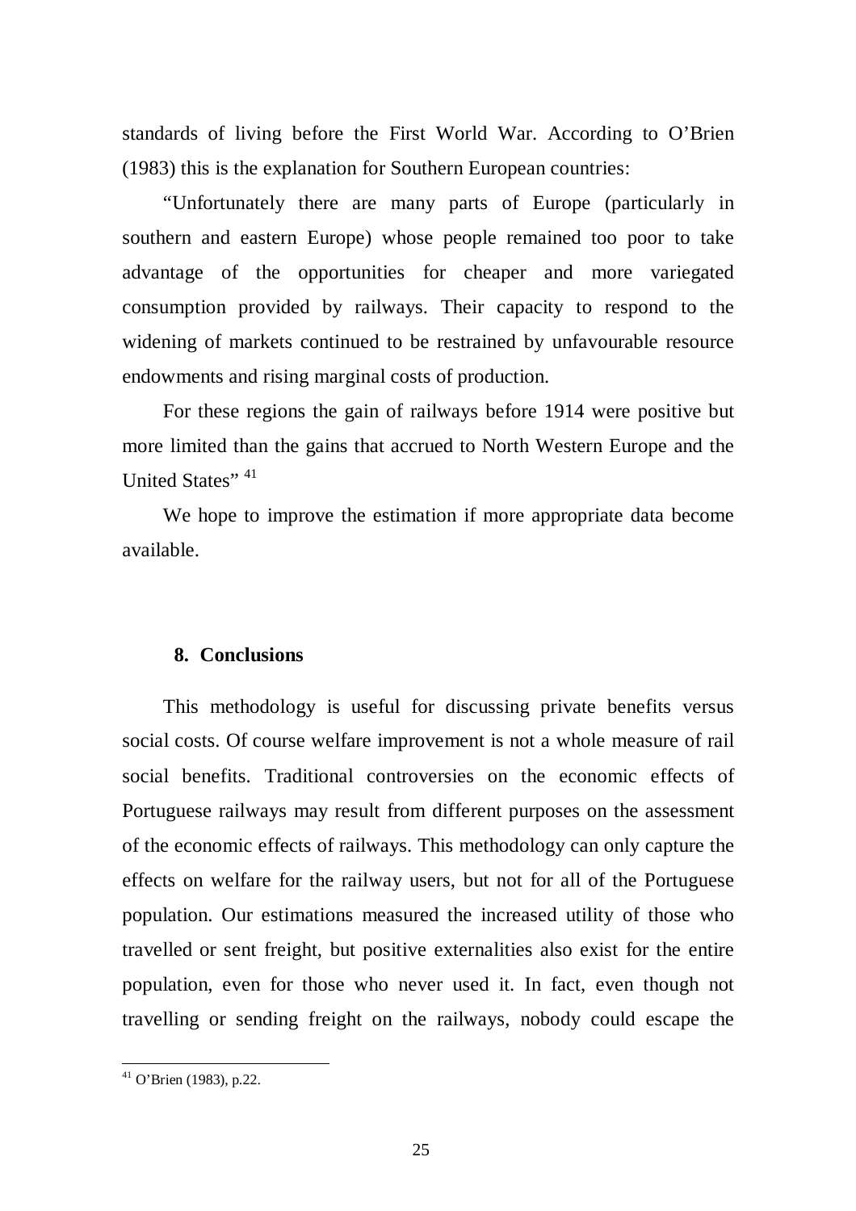standards of living before the First World War. According to O'Brien (1983) this is the explanation for Southern European countries:

"Unfortunately there are many parts of Europe (particularly in southern and eastern Europe) whose people remained too poor to take advantage of the opportunities for cheaper and more variegated consumption provided by railways. Their capacity to respond to the widening of markets continued to be restrained by unfavourable resource endowments and rising marginal costs of production.

For these regions the gain of railways before 1914 were positive but more limited than the gains that accrued to North Western Europe and the United States" [41]

We hope to improve the estimation if more appropriate data become available.

## 8. Conclusions

This methodology is useful for discussing private benefits versus social costs. Of course welfare improvement is not a whole measure of rail social benefits. Traditional controversies on the economic effects of Portuguese railways may result from different purposes on the assessment of the economic effects of railways. This methodology can only capture the effects on welfare for the railway users, but not for all of the Portuguese population. Our estimations measured the increased utility of those who travelled or sent freight, but positive externalities also exist for the entire population, even for those who never used it. In fact, even though not travelling or sending freight on the railways, nobody could escape the

---

[41] O'Brien (1983), p.22.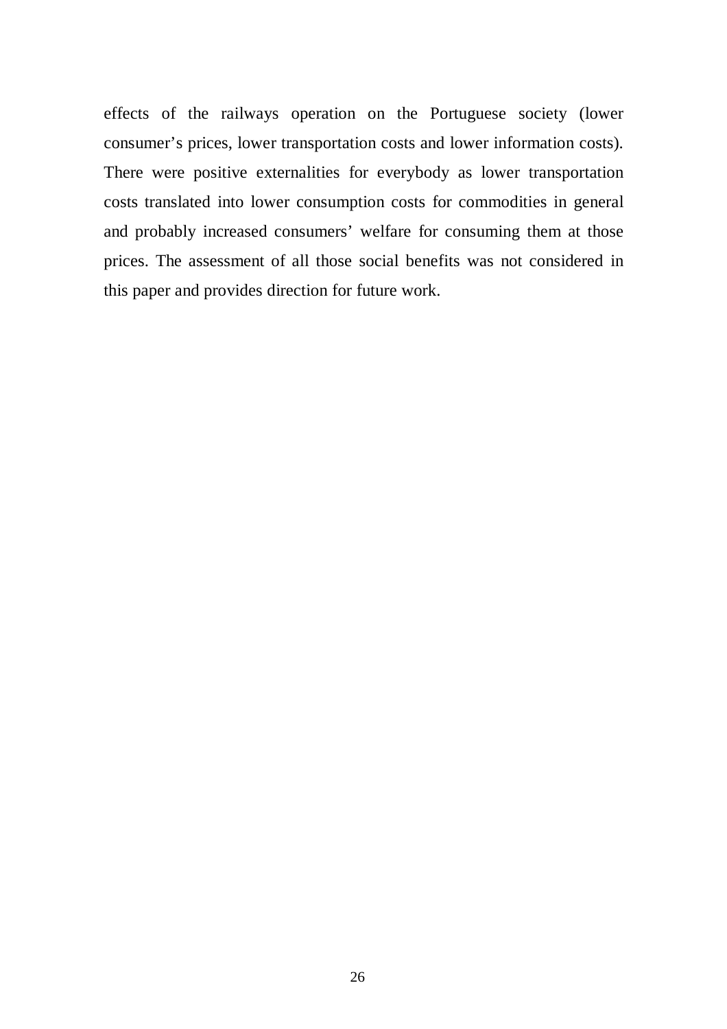effects of the railways operation on the Portuguese society (lower consumer's prices, lower transportation costs and lower information costs). There were positive externalities for everybody as lower transportation costs translated into lower consumption costs for commodities in general and probably increased consumers' welfare for consuming them at those prices. The assessment of all those social benefits was not considered in this paper and provides direction for future work.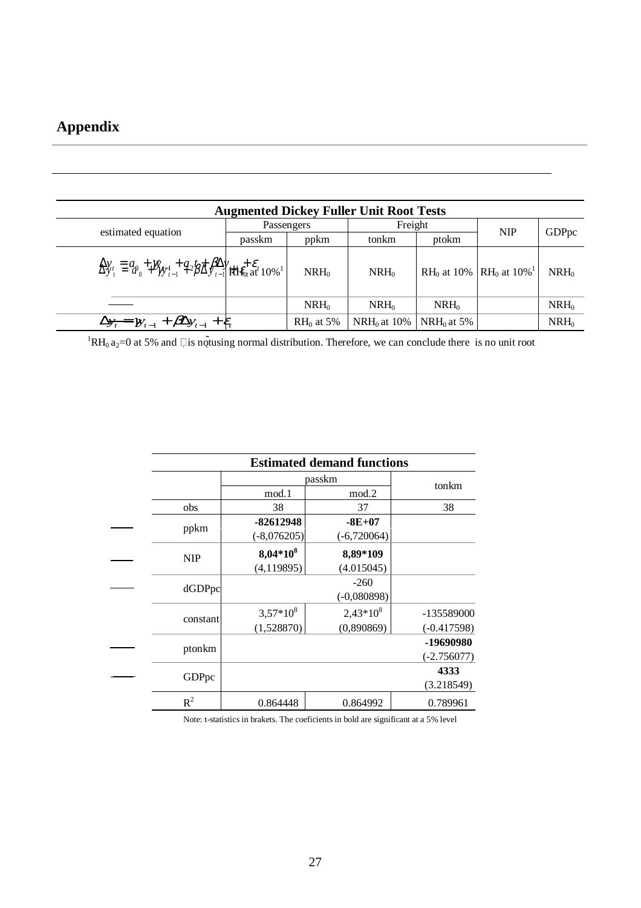## Appendix

| Augmented Dickey Fuller Unit Root Tests | | | | | | |
|---|---|---|---|---|---|---|
| estimated equation | Passengers | | Freight | | NIP | GDPpc |
| | passkm | ppkm | tonkm | ptokm | | |
| $\Delta y_t = a_0 + \gamma y_{t-1} + a_2 t + \beta \Delta y_{t-1} + \varepsilon_t$ | $RH_0$ at 10%[1] | $NRH_0$ | $NRH_0$ | $RH_0$ at 10% | $RH_0$ at 10%[1] | $NRH_0$ |
| | | $NRH_0$ | $NRH_0$ | $NRH_0$ | | $NRH_0$ |
| $\Delta y_t = \gamma y_{t-1} + \beta \Delta y_{t-1} + \varepsilon_t$ | | $RH_0$ at 5% | $NRH_0$ at 10% | $NRH_0$ at 5% | | $NRH_0$ |

[1] $RH_0$ $a_2$=0 at 5% and is not using normal distribution. Therefore, we can conclude there is no unit root

| Estimated demand functions | | | |
|---|---|---|---|
| | passkm | | tonkm |
| | mod.1 | mod.2 | |
| obs | 38 | 37 | 38 |
| ppkm | **-82612948** | **-8E+07** | |
| | (-8,076205) | (-6,720064) | |
| NIP | **$8{,}04 \times 10^8$** | **8,89*109** | |
| | (4,119895) | (4.015045) | |
| dGDPpc | | -260 | |
| | | (-0,080898) | |
| constant | $3{,}57 \times 10^8$ | $2{,}43 \times 10^8$ | -135589000 |
| | (1,528870) | (0,890869) | (-0.417598) |
| ptonkm | | | **-19690980** |
| | | | (-2.756077) |
| GDPpc | | | **4333** |
| | | | (3.218549) |
| $R^2$ | 0.864448 | 0.864992 | 0.789961 |

Note: t-statistics in brakets. The coeficients in bold are significant at a 5% level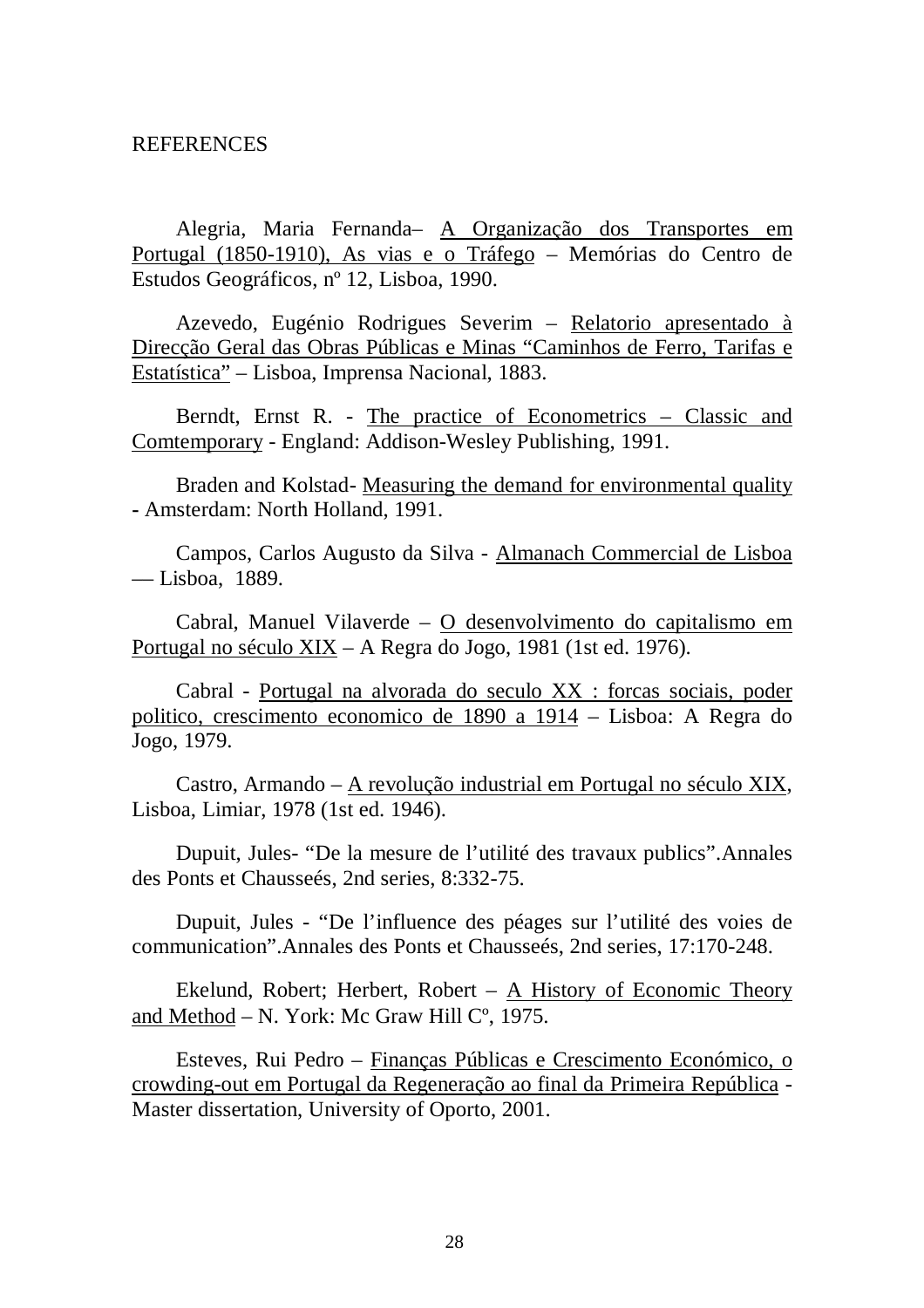# REFERENCES

Alegria, Maria Fernanda– A Organização dos Transportes em Portugal (1850-1910), As vias e o Tráfego – Memórias do Centro de Estudos Geográficos, nº 12, Lisboa, 1990.

Azevedo, Eugénio Rodrigues Severim – Relatorio apresentado à Direcção Geral das Obras Públicas e Minas “Caminhos de Ferro, Tarifas e Estatística” – Lisboa, Imprensa Nacional, 1883.

Berndt, Ernst R. - The practice of Econometrics – Classic and Comtemporary - England: Addison-Wesley Publishing, 1991.

Braden and Kolstad- Measuring the demand for environmental quality - Amsterdam: North Holland, 1991.

Campos, Carlos Augusto da Silva - Almanach Commercial de Lisboa — Lisboa, 1889.

Cabral, Manuel Vilaverde – O desenvolvimento do capitalismo em Portugal no século XIX – A Regra do Jogo, 1981 (1st ed. 1976).

Cabral - Portugal na alvorada do seculo XX : forcas sociais, poder politico, crescimento economico de 1890 a 1914 – Lisboa: A Regra do Jogo, 1979.

Castro, Armando – A revolução industrial em Portugal no século XIX, Lisboa, Limiar, 1978 (1st ed. 1946).

Dupuit, Jules- “De la mesure de l’utilité des travaux publics”.Annales des Ponts et Chausseés, 2nd series, 8:332-75.

Dupuit, Jules - “De l’influence des péages sur l’utilité des voies de communication”.Annales des Ponts et Chausseés, 2nd series, 17:170-248.

Ekelund, Robert; Herbert, Robert – A History of Economic Theory and Method – N. York: Mc Graw Hill Cº, 1975.

Esteves, Rui Pedro – Finanças Públicas e Crescimento Económico, o crowding-out em Portugal da Regeneração ao final da Primeira República - Master dissertation, University of Oporto, 2001.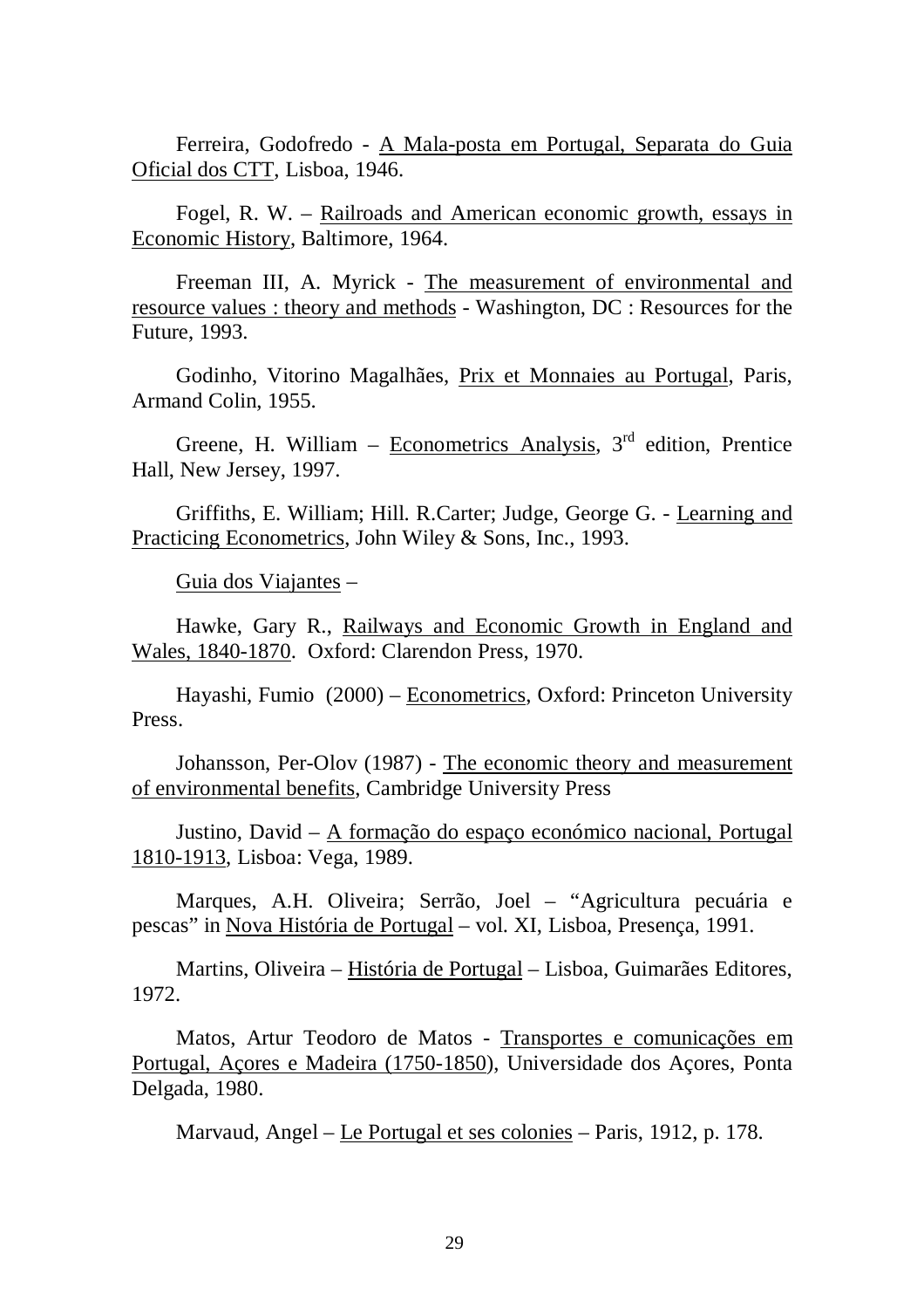Ferreira, Godofredo - A Mala-posta em Portugal, Separata do Guia Oficial dos CTT, Lisboa, 1946.

Fogel, R. W. – Railroads and American economic growth, essays in Economic History, Baltimore, 1964.

Freeman III, A. Myrick - The measurement of environmental and resource values : theory and methods - Washington, DC : Resources for the Future, 1993.

Godinho, Vitorino Magalhães, Prix et Monnaies au Portugal, Paris, Armand Colin, 1955.

Greene, H. William – Econometrics Analysis, 3rd edition, Prentice Hall, New Jersey, 1997.

Griffiths, E. William; Hill. R.Carter; Judge, George G. - Learning and Practicing Econometrics, John Wiley & Sons, Inc., 1993.

Guia dos Viajantes –

Hawke, Gary R., Railways and Economic Growth in England and Wales, 1840-1870. Oxford: Clarendon Press, 1970.

Hayashi, Fumio (2000) – Econometrics, Oxford: Princeton University Press.

Johansson, Per-Olov (1987) - The economic theory and measurement of environmental benefits, Cambridge University Press

Justino, David – A formação do espaço económico nacional, Portugal 1810-1913, Lisboa: Vega, 1989.

Marques, A.H. Oliveira; Serrão, Joel – "Agricultura pecuária e pescas" in Nova História de Portugal – vol. XI, Lisboa, Presença, 1991.

Martins, Oliveira – História de Portugal – Lisboa, Guimarães Editores, 1972.

Matos, Artur Teodoro de Matos - Transportes e comunicações em Portugal, Açores e Madeira (1750-1850), Universidade dos Açores, Ponta Delgada, 1980.

Marvaud, Angel – Le Portugal et ses colonies – Paris, 1912, p. 178.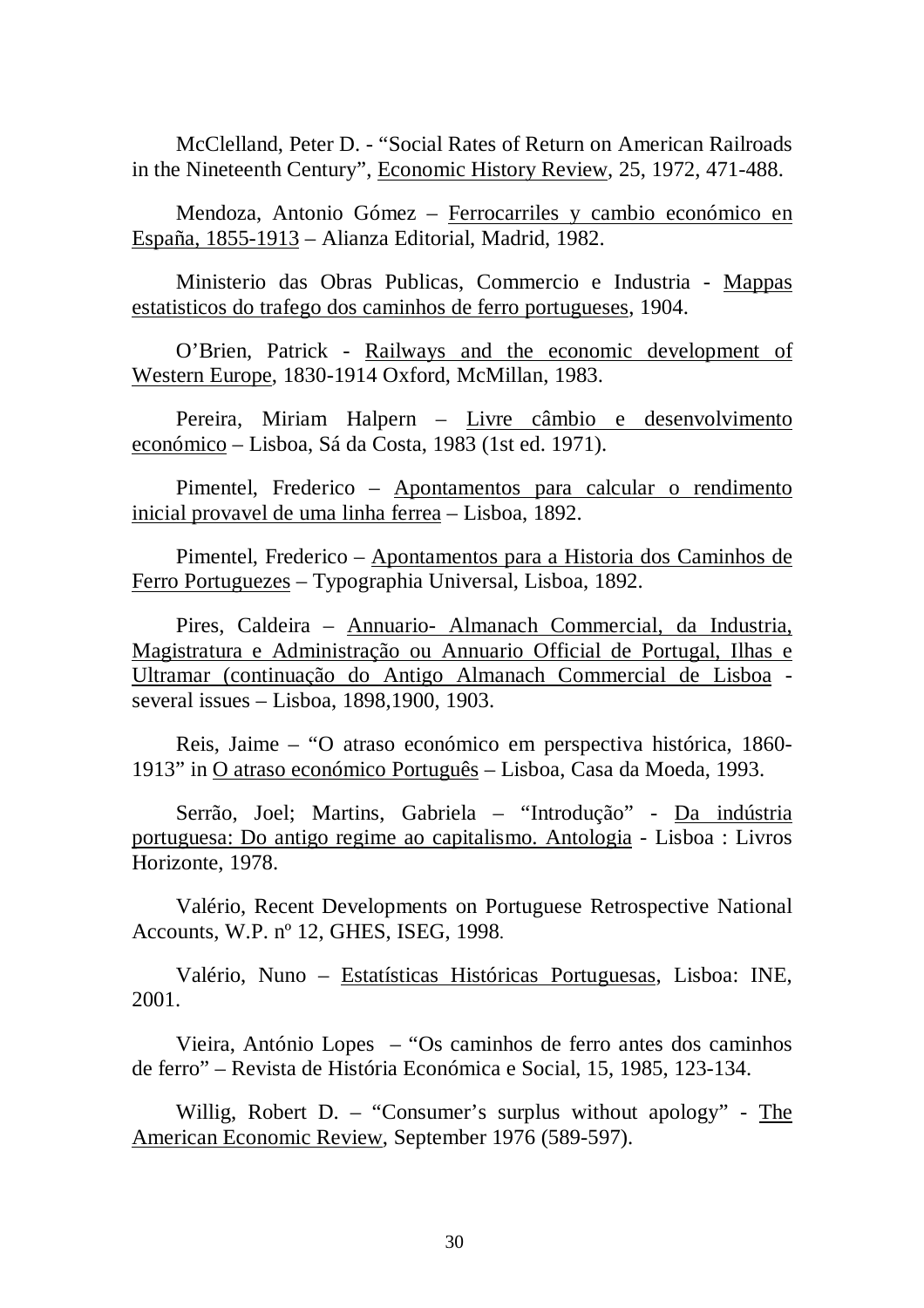McClelland, Peter D. - "Social Rates of Return on American Railroads in the Nineteenth Century", Economic History Review, 25, 1972, 471-488.

Mendoza, Antonio Gómez – Ferrocarriles y cambio económico en España, 1855-1913 – Alianza Editorial, Madrid, 1982.

Ministerio das Obras Publicas, Commercio e Industria - Mappas estatisticos do trafego dos caminhos de ferro portugueses, 1904.

O'Brien, Patrick - Railways and the economic development of Western Europe, 1830-1914 Oxford, McMillan, 1983.

Pereira, Miriam Halpern – Livre câmbio e desenvolvimento económico – Lisboa, Sá da Costa, 1983 (1st ed. 1971).

Pimentel, Frederico – Apontamentos para calcular o rendimento inicial provavel de uma linha ferrea – Lisboa, 1892.

Pimentel, Frederico – Apontamentos para a Historia dos Caminhos de Ferro Portuguezes – Typographia Universal, Lisboa, 1892.

Pires, Caldeira – Annuario- Almanach Commercial, da Industria, Magistratura e Administração ou Annuario Official de Portugal, Ilhas e Ultramar (continuação do Antigo Almanach Commercial de Lisboa - several issues – Lisboa, 1898,1900, 1903.

Reis, Jaime – "O atraso económico em perspectiva histórica, 1860-1913" in O atraso económico Português – Lisboa, Casa da Moeda, 1993.

Serrão, Joel; Martins, Gabriela – "Introdução" - Da indústria portuguesa: Do antigo regime ao capitalismo. Antologia - Lisboa : Livros Horizonte, 1978.

Valério, Recent Developments on Portuguese Retrospective National Accounts, W.P. nº 12, GHES, ISEG, 1998.

Valério, Nuno – Estatísticas Históricas Portuguesas, Lisboa: INE, 2001.

Vieira, António Lopes – "Os caminhos de ferro antes dos caminhos de ferro" – Revista de História Económica e Social, 15, 1985, 123-134.

Willig, Robert D. – "Consumer's surplus without apology" - The American Economic Review, September 1976 (589-597).